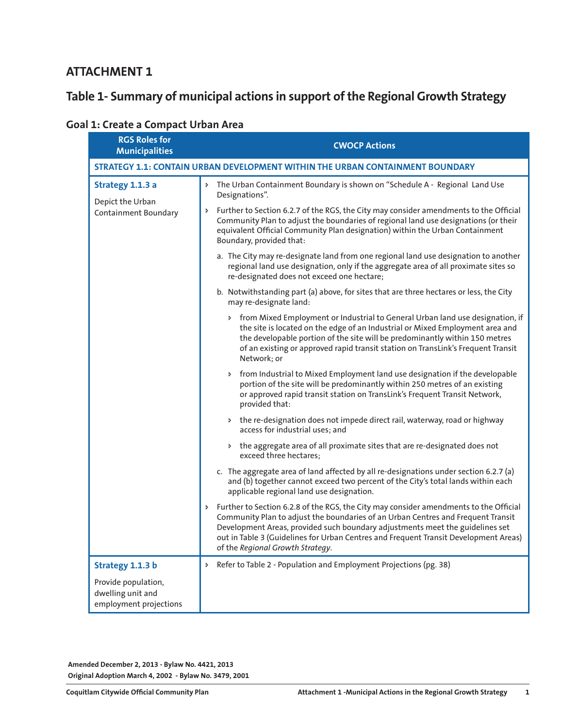# ATTACHMENT 1

## Table 1- Summary of municipal actions in support of the Regional Growth Strategy

### Goal 1: Create a Compact Urban Area

| RGS Roles for Municipalities | CWOCP Actions |
|---|---|
| **STRATEGY 1.1: CONTAIN URBAN DEVELOPMENT WITHIN THE URBAN CONTAINMENT BOUNDARY** | |
| **Strategy 1.1.3 a**<br><br>Depict the Urban Containment Boundary | • The Urban Containment Boundary is shown on "Schedule A - Regional Land Use Designations".<br><br>• Further to Section 6.2.7 of the RGS, the City may consider amendments to the Official Community Plan to adjust the boundaries of regional land use designations (or their equivalent Official Community Plan designation) within the Urban Containment Boundary, provided that:<br><br>a. The City may re-designate land from one regional land use designation to another regional land use designation, only if the aggregate area of all proximate sites so re-designated does not exceed one hectare;<br><br>b. Notwithstanding part (a) above, for sites that are three hectares or less, the City may re-designate land:<br><br>• from Mixed Employment or Industrial to General Urban land use designation, if the site is located on the edge of an Industrial or Mixed Employment area and the developable portion of the site will be predominantly within 150 metres of an existing or approved rapid transit station on TransLink's Frequent Transit Network; or<br><br>• from Industrial to Mixed Employment land use designation if the developable portion of the site will be predominantly within 250 metres of an existing or approved rapid transit station on TransLink's Frequent Transit Network, provided that:<br><br>• the re-designation does not impede direct rail, waterway, road or highway access for industrial uses; and<br><br>• the aggregate area of all proximate sites that are re-designated does not exceed three hectares;<br><br>c. The aggregate area of land affected by all re-designations under section 6.2.7 (a) and (b) together cannot exceed two percent of the City's total lands within each applicable regional land use designation.<br><br>• Further to Section 6.2.8 of the RGS, the City may consider amendments to the Official Community Plan to adjust the boundaries of an Urban Centres and Frequent Transit Development Areas, provided such boundary adjustments meet the guidelines set out in Table 3 (Guidelines for Urban Centres and Frequent Transit Development Areas) of the *Regional Growth Strategy*. |
| **Strategy 1.1.3 b**<br><br>Provide population, dwelling unit and employment projections | • Refer to Table 2 - Population and Employment Projections (pg. 38) |

**Amended December 2, 2013 - Bylaw No. 4421, 2013**
**Original Adoption March 4, 2002 - Bylaw No. 3479, 2001**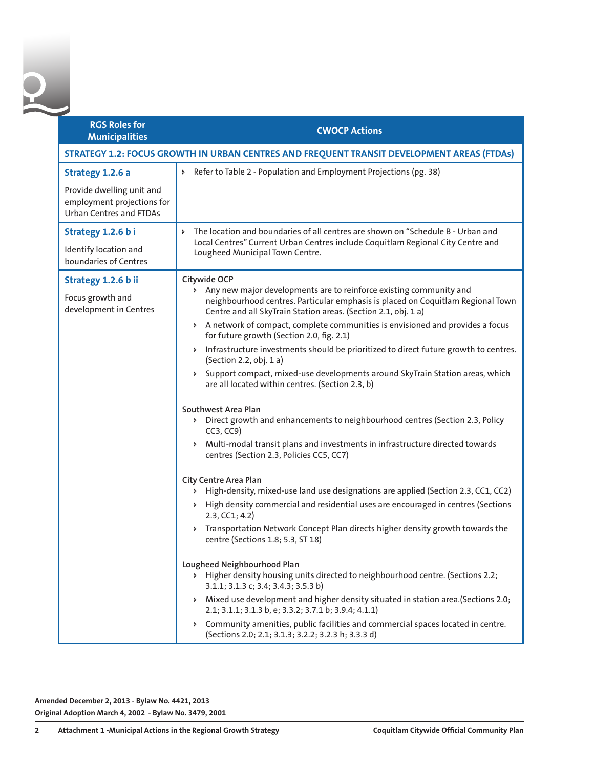| RGS Roles for Municipalities | CWOCP Actions |
|---|---|
| **STRATEGY 1.2: FOCUS GROWTH IN URBAN CENTRES AND FREQUENT TRANSIT DEVELOPMENT AREAS (FTDAs)** | |
| **Strategy 1.2.6 a**<br><br>Provide dwelling unit and employment projections for Urban Centres and FTDAs | - Refer to Table 2 - Population and Employment Projections (pg. 38) |
| **Strategy 1.2.6 b i**<br><br>Identify location and boundaries of Centres | - The location and boundaries of all centres are shown on "Schedule B - Urban and Local Centres" Current Urban Centres include Coquitlam Regional City Centre and Lougheed Municipal Town Centre. |
| **Strategy 1.2.6 b ii**<br><br>Focus growth and development in Centres | **Citywide OCP**<br>- Any new major developments are to reinforce existing community and neighbourhood centres. Particular emphasis is placed on Coquitlam Regional Town Centre and all SkyTrain Station areas. (Section 2.1, obj. 1 a)<br>- A network of compact, complete communities is envisioned and provides a focus for future growth (Section 2.0, fig. 2.1)<br>- Infrastructure investments should be prioritized to direct future growth to centres. (Section 2.2, obj. 1 a)<br>- Support compact, mixed-use developments around SkyTrain Station areas, which are all located within centres. (Section 2.3, b)<br><br>**Southwest Area Plan**<br>- Direct growth and enhancements to neighbourhood centres (Section 2.3, Policy CC3, CC9)<br>- Multi-modal transit plans and investments in infrastructure directed towards centres (Section 2.3, Policies CC5, CC7)<br><br>**City Centre Area Plan**<br>- High-density, mixed-use land use designations are applied (Section 2.3, CC1, CC2)<br>- High density commercial and residential uses are encouraged in centres (Sections 2.3, CC1; 4.2)<br>- Transportation Network Concept Plan directs higher density growth towards the centre (Sections 1.8; 5.3, ST 18)<br><br>**Lougheed Neighbourhood Plan**<br>- Higher density housing units directed to neighbourhood centre. (Sections 2.2; 3.1.1; 3.1.3 c; 3.4; 3.4.3; 3.5.3 b)<br>- Mixed use development and higher density situated in station area.(Sections 2.0; 2.1; 3.1.1; 3.1.3 b, e; 3.3.2; 3.7.1 b; 3.9.4; 4.1.1)<br>- Community amenities, public facilities and commercial spaces located in centre. (Sections 2.0; 2.1; 3.1.3; 3.2.2; 3.2.3 h; 3.3.3 d) |

**Amended December 2, 2013 - Bylaw No. 4421, 2013**
**Original Adoption March 4, 2002 - Bylaw No. 3479, 2001**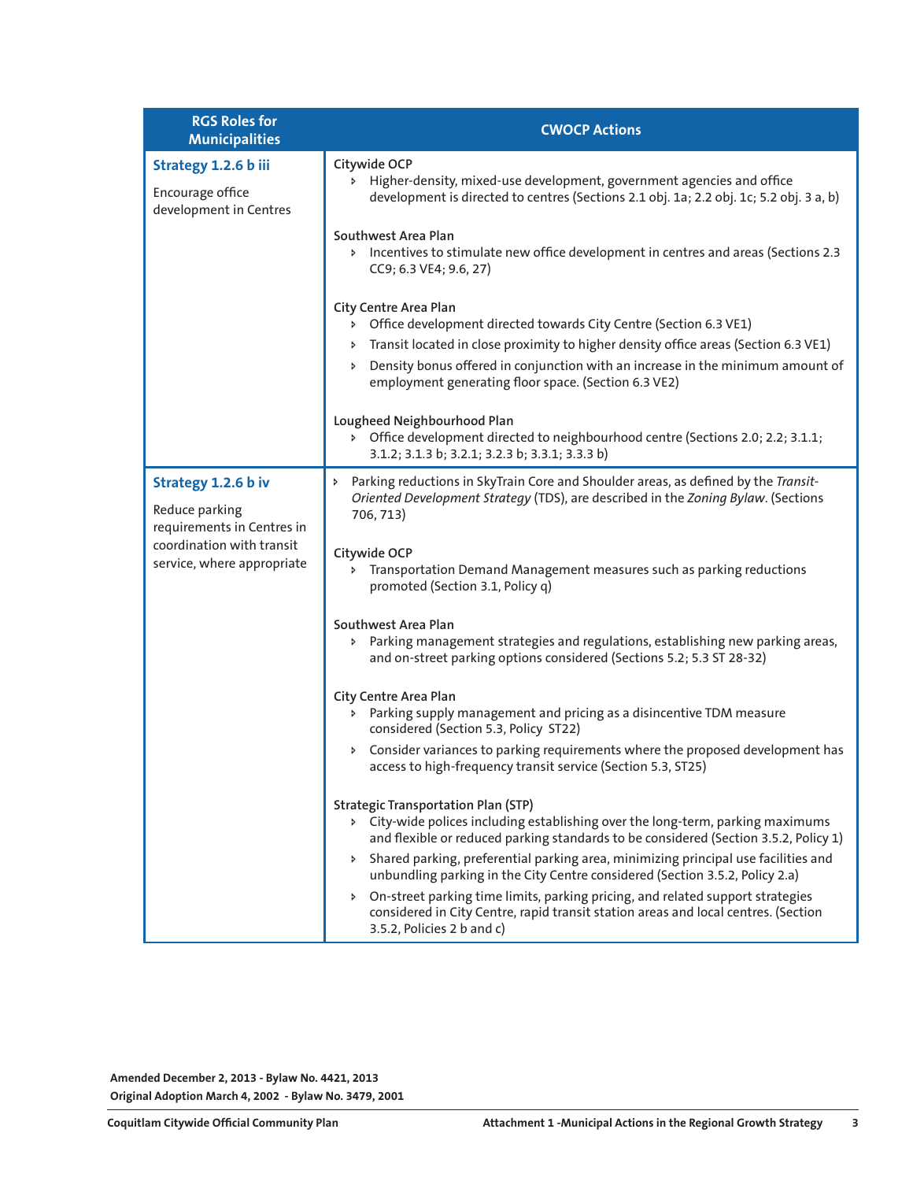| RGS Roles for Municipalities | CWOCP Actions |
|---|---|
| **Strategy 1.2.6 b iii**<br><br>Encourage office development in Centres | **Citywide OCP**<br>▸ Higher-density, mixed-use development, government agencies and office development is directed to centres (Sections 2.1 obj. 1a; 2.2 obj. 1c; 5.2 obj. 3 a, b)<br><br>**Southwest Area Plan**<br>▸ Incentives to stimulate new office development in centres and areas (Sections 2.3 CC9; 6.3 VE4; 9.6, 27)<br><br>**City Centre Area Plan**<br>▸ Office development directed towards City Centre (Section 6.3 VE1)<br>▸ Transit located in close proximity to higher density office areas (Section 6.3 VE1)<br>▸ Density bonus offered in conjunction with an increase in the minimum amount of employment generating floor space. (Section 6.3 VE2)<br><br>**Lougheed Neighbourhood Plan**<br>▸ Office development directed to neighbourhood centre (Sections 2.0; 2.2; 3.1.1; 3.1.2; 3.1.3 b; 3.2.1; 3.2.3 b; 3.3.1; 3.3.3 b) |
| **Strategy 1.2.6 b iv**<br><br>Reduce parking requirements in Centres in coordination with transit service, where appropriate | ▸ Parking reductions in SkyTrain Core and Shoulder areas, as defined by the *Transit-Oriented Development Strategy* (TDS), are described in the *Zoning Bylaw*. (Sections 706, 713)<br><br>**Citywide OCP**<br>▸ Transportation Demand Management measures such as parking reductions promoted (Section 3.1, Policy q)<br><br>**Southwest Area Plan**<br>▸ Parking management strategies and regulations, establishing new parking areas, and on-street parking options considered (Sections 5.2; 5.3 ST 28-32)<br><br>**City Centre Area Plan**<br>▸ Parking supply management and pricing as a disincentive TDM measure considered (Section 5.3, Policy ST22)<br>▸ Consider variances to parking requirements where the proposed development has access to high-frequency transit service (Section 5.3, ST25)<br><br>**Strategic Transportation Plan (STP)**<br>▸ City-wide polices including establishing over the long-term, parking maximums and flexible or reduced parking standards to be considered (Section 3.5.2, Policy 1)<br>▸ Shared parking, preferential parking area, minimizing principal use facilities and unbundling parking in the City Centre considered (Section 3.5.2, Policy 2.a)<br>▸ On-street parking time limits, parking pricing, and related support strategies considered in City Centre, rapid transit station areas and local centres. (Section 3.5.2, Policies 2 b and c) |

**Amended December 2, 2013 - Bylaw No. 4421, 2013**
**Original Adoption March 4, 2002 - Bylaw No. 3479, 2001**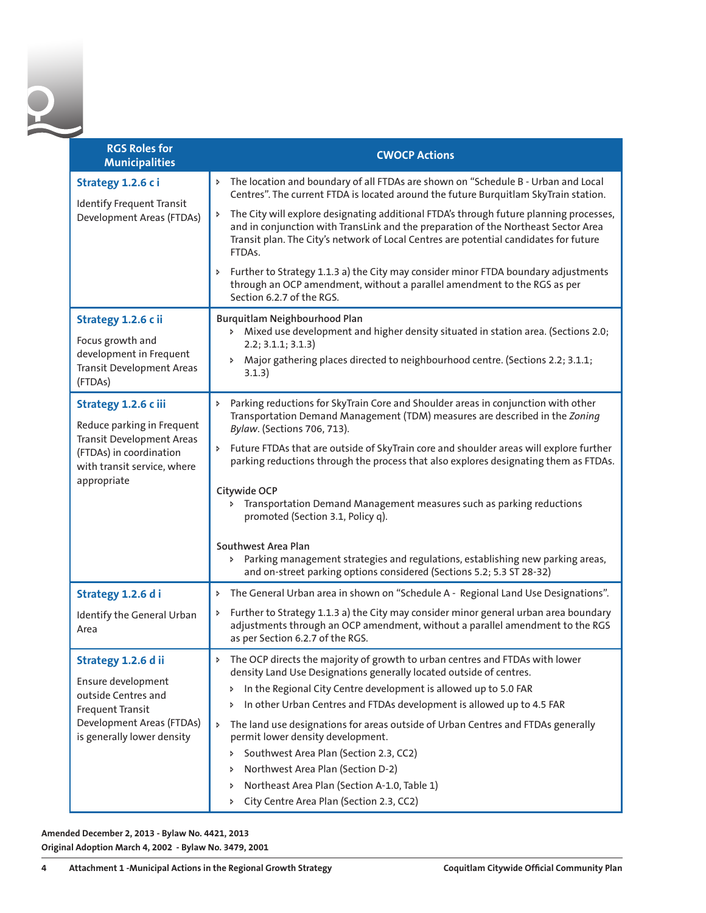| RGS Roles for Municipalities | CWOCP Actions |
|---|---|
| **Strategy 1.2.6 c i**<br><br>Identify Frequent Transit Development Areas (FTDAs) | ▸ The location and boundary of all FTDAs are shown on “Schedule B - Urban and Local Centres”. The current FTDA is located around the future Burquitlam SkyTrain station.<br>▸ The City will explore designating additional FTDA’s through future planning processes, and in conjunction with TransLink and the preparation of the Northeast Sector Area Transit plan. The City’s network of Local Centres are potential candidates for future FTDAs.<br>▸ Further to Strategy 1.1.3 a) the City may consider minor FTDA boundary adjustments through an OCP amendment, without a parallel amendment to the RGS as per Section 6.2.7 of the RGS. |
| **Strategy 1.2.6 c ii**<br><br>Focus growth and development in Frequent Transit Development Areas (FTDAs) | **Burquitlam Neighbourhood Plan**<br>▸ Mixed use development and higher density situated in station area. (Sections 2.0; 2.2; 3.1.1; 3.1.3)<br>▸ Major gathering places directed to neighbourhood centre. (Sections 2.2; 3.1.1; 3.1.3) |
| **Strategy 1.2.6 c iii**<br><br>Reduce parking in Frequent Transit Development Areas (FTDAs) in coordination with transit service, where appropriate | ▸ Parking reductions for SkyTrain Core and Shoulder areas in conjunction with other Transportation Demand Management (TDM) measures are described in the *Zoning Bylaw*. (Sections 706, 713).<br>▸ Future FTDAs that are outside of SkyTrain core and shoulder areas will explore further parking reductions through the process that also explores designating them as FTDAs.<br><br>**Citywide OCP**<br>▸ Transportation Demand Management measures such as parking reductions promoted (Section 3.1, Policy q).<br><br>**Southwest Area Plan**<br>▸ Parking management strategies and regulations, establishing new parking areas, and on-street parking options considered (Sections 5.2; 5.3 ST 28-32) |
| **Strategy 1.2.6 d i**<br><br>Identify the General Urban Area | ▸ The General Urban area in shown on “Schedule A - Regional Land Use Designations”.<br>▸ Further to Strategy 1.1.3 a) the City may consider minor general urban area boundary adjustments through an OCP amendment, without a parallel amendment to the RGS as per Section 6.2.7 of the RGS. |
| **Strategy 1.2.6 d ii**<br><br>Ensure development outside Centres and Frequent Transit Development Areas (FTDAs) is generally lower density | ▸ The OCP directs the majority of growth to urban centres and FTDAs with lower density Land Use Designations generally located outside of centres.<br>  ▸ In the Regional City Centre development is allowed up to 5.0 FAR<br>  ▸ In other Urban Centres and FTDAs development is allowed up to 4.5 FAR<br>▸ The land use designations for areas outside of Urban Centres and FTDAs generally permit lower density development.<br>  ▸ Southwest Area Plan (Section 2.3, CC2)<br>  ▸ Northwest Area Plan (Section D-2)<br>  ▸ Northeast Area Plan (Section A-1.0, Table 1)<br>  ▸ City Centre Area Plan (Section 2.3, CC2) |

**Amended December 2, 2013 - Bylaw No. 4421, 2013**
**Original Adoption March 4, 2002 - Bylaw No. 3479, 2001**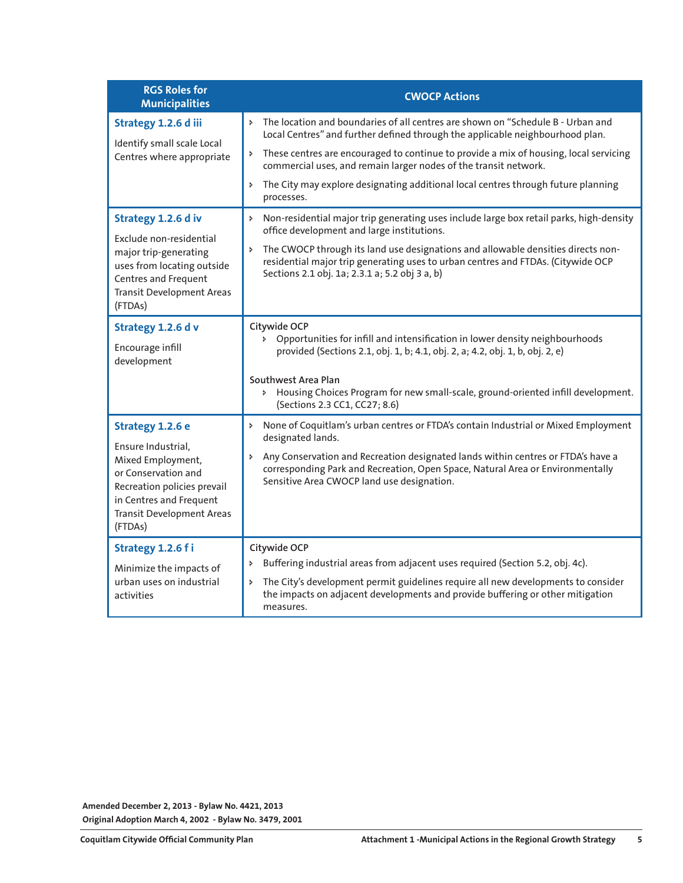| RGS Roles for Municipalities | CWOCP Actions |
|---|---|
| **Strategy 1.2.6 d iii**<br><br>Identify small scale Local Centres where appropriate | ‣ The location and boundaries of all centres are shown on "Schedule B - Urban and Local Centres" and further defined through the applicable neighbourhood plan.<br>‣ These centres are encouraged to continue to provide a mix of housing, local servicing commercial uses, and remain larger nodes of the transit network.<br>‣ The City may explore designating additional local centres through future planning processes. |
| **Strategy 1.2.6 d iv**<br><br>Exclude non-residential major trip-generating uses from locating outside Centres and Frequent Transit Development Areas (FTDAs) | ‣ Non-residential major trip generating uses include large box retail parks, high-density office development and large institutions.<br>‣ The CWOCP through its land use designations and allowable densities directs non-residential major trip generating uses to urban centres and FTDAs. (Citywide OCP Sections 2.1 obj. 1a; 2.3.1 a; 5.2 obj 3 a, b) |
| **Strategy 1.2.6 d v**<br><br>Encourage infill development | Citywide OCP<br>‣ Opportunities for infill and intensification in lower density neighbourhoods provided (Sections 2.1, obj. 1, b; 4.1, obj. 2, a; 4.2, obj. 1, b, obj. 2, e)<br><br>Southwest Area Plan<br>‣ Housing Choices Program for new small-scale, ground-oriented infill development. (Sections 2.3 CC1, CC27; 8.6) |
| **Strategy 1.2.6 e**<br><br>Ensure Industrial, Mixed Employment, or Conservation and Recreation policies prevail in Centres and Frequent Transit Development Areas (FTDAs) | ‣ None of Coquitlam's urban centres or FTDA's contain Industrial or Mixed Employment designated lands.<br>‣ Any Conservation and Recreation designated lands within centres or FTDA's have a corresponding Park and Recreation, Open Space, Natural Area or Environmentally Sensitive Area CWOCP land use designation. |
| **Strategy 1.2.6 f i**<br><br>Minimize the impacts of urban uses on industrial activities | Citywide OCP<br>‣ Buffering industrial areas from adjacent uses required (Section 5.2, obj. 4c).<br>‣ The City's development permit guidelines require all new developments to consider the impacts on adjacent developments and provide buffering or other mitigation measures. |

**Amended December 2, 2013 - Bylaw No. 4421, 2013**
**Original Adoption March 4, 2002 - Bylaw No. 3479, 2001**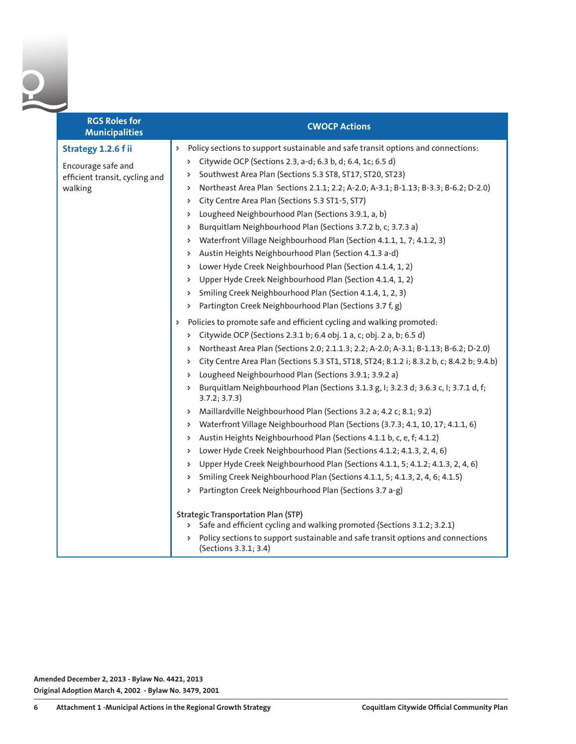| RGS Roles for Municipalities | CWOCP Actions |
|---|---|
| **Strategy 1.2.6 f ii**<br><br>Encourage safe and efficient transit, cycling and walking | ▸ Policy sections to support sustainable and safe transit options and connections:<br>▸ Citywide OCP (Sections 2.3, a-d; 6.3 b, d; 6.4, 1c; 6.5 d)<br>▸ Southwest Area Plan (Sections 5.3 ST8, ST17, ST20, ST23)<br>▸ Northeast Area Plan Sections 2.1.1; 2.2; A-2.0; A-3.1; B-1.13; B-3.3; B-6.2; D-2.0)<br>▸ City Centre Area Plan (Sections 5.3 ST1-5, ST7)<br>▸ Lougheed Neighbourhood Plan (Sections 3.9.1, a, b)<br>▸ Burquitlam Neighbourhood Plan (Sections 3.7.2 b, c; 3.7.3 a)<br>▸ Waterfront Village Neighbourhood Plan (Section 4.1.1, 1, 7; 4.1.2, 3)<br>▸ Austin Heights Neighbourhood Plan (Section 4.1.3 a-d)<br>▸ Lower Hyde Creek Neighbourhood Plan (Section 4.1.4, 1, 2)<br>▸ Upper Hyde Creek Neighbourhood Plan (Section 4.1.4, 1, 2)<br>▸ Smiling Creek Neighbourhood Plan (Section 4.1.4, 1, 2, 3)<br>▸ Partington Creek Neighbourhood Plan (Sections 3.7 f, g)<br><br>▸ Policies to promote safe and efficient cycling and walking promoted:<br>▸ Citywide OCP (Sections 2.3.1 b; 6.4 obj. 1 a, c; obj. 2 a, b; 6.5 d)<br>▸ Northeast Area Plan (Sections 2.0; 2.1.1.3; 2.2; A-2.0; A-3.1; B-1.13; B-6.2; D-2.0)<br>▸ City Centre Area Plan (Sections 5.3 ST1, ST18, ST24; 8.1.2 i; 8.3.2 b, c; 8.4.2 b; 9.4.b)<br>▸ Lougheed Neighbourhood Plan (Sections 3.9.1; 3.9.2 a)<br>▸ Burquitlam Neighbourhood Plan (Sections 3.1.3 g, I; 3.2.3 d; 3.6.3 c, I; 3.7.1 d, f; 3.7.2; 3.7.3)<br>▸ Maillardville Neighbourhood Plan (Sections 3.2 a; 4.2 c; 8.1; 9.2)<br>▸ Waterfront Village Neighbourhood Plan (Sections (3.7.3; 4.1, 10, 17; 4.1.1, 6)<br>▸ Austin Heights Neighbourhood Plan (Sections 4.1.1 b, c, e, f; 4.1.2)<br>▸ Lower Hyde Creek Neighbourhood Plan (Sections 4.1.2; 4.1.3, 2, 4, 6)<br>▸ Upper Hyde Creek Neighbourhood Plan (Sections 4.1.1, 5; 4.1.2; 4.1.3, 2, 4, 6)<br>▸ Smiling Creek Neighbourhood Plan (Sections 4.1.1, 5; 4.1.3, 2, 4, 6; 4.1.5)<br>▸ Partington Creek Neighbourhood Plan (Sections 3.7 a-g)<br><br>Strategic Transportation Plan (STP)<br>▸ Safe and efficient cycling and walking promoted (Sections 3.1.2; 3.2.1)<br>▸ Policy sections to support sustainable and safe transit options and connections (Sections 3.3.1; 3.4) |

**Amended December 2, 2013 - Bylaw No. 4421, 2013**
**Original Adoption March 4, 2002 - Bylaw No. 3479, 2001**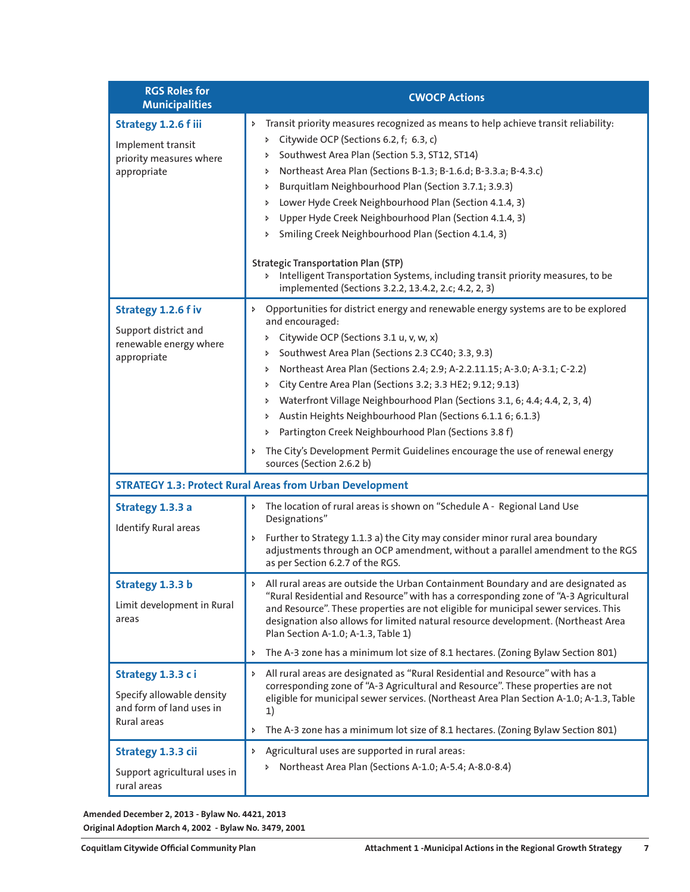| RGS Roles for Municipalities | CWOCP Actions |
|---|---|
| **Strategy 1.2.6 f iii**<br><br>Implement transit priority measures where appropriate | ▸ Transit priority measures recognized as means to help achieve transit reliability:<br>▸ Citywide OCP (Sections 6.2, f; 6.3, c)<br>▸ Southwest Area Plan (Section 5.3, ST12, ST14)<br>▸ Northeast Area Plan (Sections B-1.3; B-1.6.d; B-3.3.a; B-4.3.c)<br>▸ Burquitlam Neighbourhood Plan (Section 3.7.1; 3.9.3)<br>▸ Lower Hyde Creek Neighbourhood Plan (Section 4.1.4, 3)<br>▸ Upper Hyde Creek Neighbourhood Plan (Section 4.1.4, 3)<br>▸ Smiling Creek Neighbourhood Plan (Section 4.1.4, 3)<br><br>**Strategic Transportation Plan (STP)**<br>▸ Intelligent Transportation Systems, including transit priority measures, to be implemented (Sections 3.2.2, 13.4.2, 2.c; 4.2, 2, 3) |
| **Strategy 1.2.6 f iv**<br><br>Support district and renewable energy where appropriate | ▸ Opportunities for district energy and renewable energy systems are to be explored and encouraged:<br>▸ Citywide OCP (Sections 3.1 u, v, w, x)<br>▸ Southwest Area Plan (Sections 2.3 CC40; 3.3, 9.3)<br>▸ Northeast Area Plan (Sections 2.4; 2.9; A-2.2.11.15; A-3.0; A-3.1; C-2.2)<br>▸ City Centre Area Plan (Sections 3.2; 3.3 HE2; 9.12; 9.13)<br>▸ Waterfront Village Neighbourhood Plan (Sections 3.1, 6; 4.4; 4.4, 2, 3, 4)<br>▸ Austin Heights Neighbourhood Plan (Sections 6.1.1 6; 6.1.3)<br>▸ Partington Creek Neighbourhood Plan (Sections 3.8 f)<br><br>▸ The City's Development Permit Guidelines encourage the use of renewal energy sources (Section 2.6.2 b) |
| **STRATEGY 1.3: Protect Rural Areas from Urban Development** | |
| **Strategy 1.3.3 a**<br><br>Identify Rural areas | ▸ The location of rural areas is shown on "Schedule A - Regional Land Use Designations"<br><br>▸ Further to Strategy 1.1.3 a) the City may consider minor rural area boundary adjustments through an OCP amendment, without a parallel amendment to the RGS as per Section 6.2.7 of the RGS. |
| **Strategy 1.3.3 b**<br><br>Limit development in Rural areas | ▸ All rural areas are outside the Urban Containment Boundary and are designated as "Rural Residential and Resource" with has a corresponding zone of "A-3 Agricultural and Resource". These properties are not eligible for municipal sewer services. This designation also allows for limited natural resource development. (Northeast Area Plan Section A-1.0; A-1.3, Table 1)<br><br>▸ The A-3 zone has a minimum lot size of 8.1 hectares. (Zoning Bylaw Section 801) |
| **Strategy 1.3.3 c i**<br><br>Specify allowable density and form of land uses in Rural areas | ▸ All rural areas are designated as "Rural Residential and Resource" with has a corresponding zone of "A-3 Agricultural and Resource". These properties are not eligible for municipal sewer services. (Northeast Area Plan Section A-1.0; A-1.3, Table 1)<br><br>▸ The A-3 zone has a minimum lot size of 8.1 hectares. (Zoning Bylaw Section 801) |
| **Strategy 1.3.3 cii**<br><br>Support agricultural uses in rural areas | ▸ Agricultural uses are supported in rural areas:<br>▸ Northeast Area Plan (Sections A-1.0; A-5.4; A-8.0-8.4) |

**Amended December 2, 2013 - Bylaw No. 4421, 2013**
**Original Adoption March 4, 2002 - Bylaw No. 3479, 2001**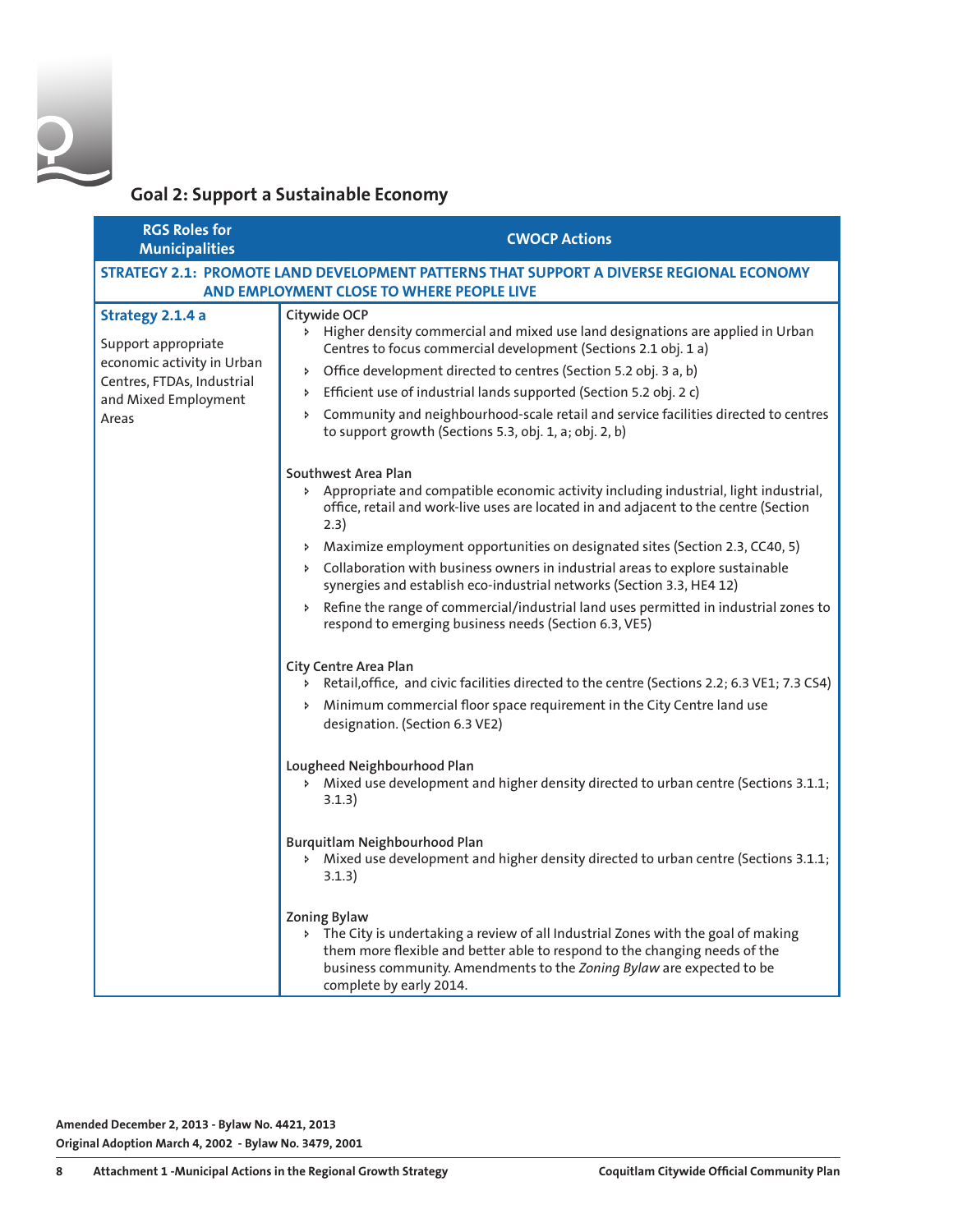## Goal 2: Support a Sustainable Economy

| RGS Roles for Municipalities | CWOCP Actions |
|---|---|
| **STRATEGY 2.1: PROMOTE LAND DEVELOPMENT PATTERNS THAT SUPPORT A DIVERSE REGIONAL ECONOMY AND EMPLOYMENT CLOSE TO WHERE PEOPLE LIVE** | |
| **Strategy 2.1.4 a**<br><br>Support appropriate economic activity in Urban Centres, FTDAs, Industrial and Mixed Employment Areas | **Citywide OCP**<br>• Higher density commercial and mixed use land designations are applied in Urban Centres to focus commercial development (Sections 2.1 obj. 1 a)<br>• Office development directed to centres (Section 5.2 obj. 3 a, b)<br>• Efficient use of industrial lands supported (Section 5.2 obj. 2 c)<br>• Community and neighbourhood-scale retail and service facilities directed to centres to support growth (Sections 5.3, obj. 1, a; obj. 2, b)<br><br>**Southwest Area Plan**<br>• Appropriate and compatible economic activity including industrial, light industrial, office, retail and work-live uses are located in and adjacent to the centre (Section 2.3)<br>• Maximize employment opportunities on designated sites (Section 2.3, CC40, 5)<br>• Collaboration with business owners in industrial areas to explore sustainable synergies and establish eco-industrial networks (Section 3.3, HE4 12)<br>• Refine the range of commercial/industrial land uses permitted in industrial zones to respond to emerging business needs (Section 6.3, VE5)<br><br>**City Centre Area Plan**<br>• Retail,office, and civic facilities directed to the centre (Sections 2.2; 6.3 VE1; 7.3 CS4)<br>• Minimum commercial floor space requirement in the City Centre land use designation. (Section 6.3 VE2)<br><br>**Lougheed Neighbourhood Plan**<br>• Mixed use development and higher density directed to urban centre (Sections 3.1.1; 3.1.3)<br><br>**Burquitlam Neighbourhood Plan**<br>• Mixed use development and higher density directed to urban centre (Sections 3.1.1; 3.1.3)<br><br>**Zoning Bylaw**<br>• The City is undertaking a review of all Industrial Zones with the goal of making them more flexible and better able to respond to the changing needs of the business community. Amendments to the *Zoning Bylaw* are expected to be complete by early 2014. |

**Amended December 2, 2013 - Bylaw No. 4421, 2013**
**Original Adoption March 4, 2002 - Bylaw No. 3479, 2001**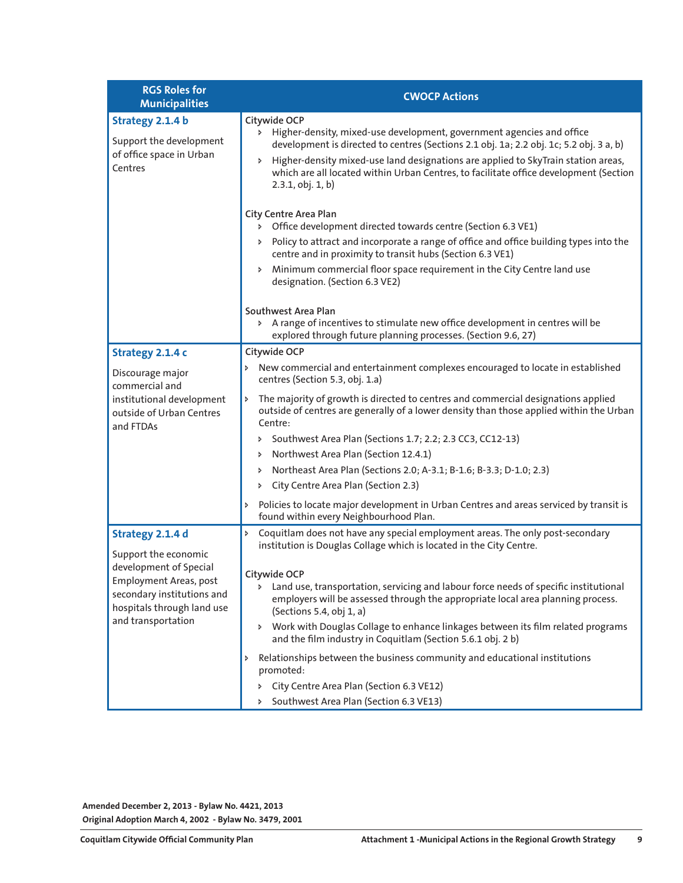| RGS Roles for Municipalities | CWOCP Actions |
|---|---|
| **Strategy 2.1.4 b**<br><br>Support the development of office space in Urban Centres | **Citywide OCP**<br>› Higher-density, mixed-use development, government agencies and office development is directed to centres (Sections 2.1 obj. 1a; 2.2 obj. 1c; 5.2 obj. 3 a, b)<br>› Higher-density mixed-use land designations are applied to SkyTrain station areas, which are all located within Urban Centres, to facilitate office development (Section 2.3.1, obj. 1, b)<br><br>**City Centre Area Plan**<br>› Office development directed towards centre (Section 6.3 VE1)<br>› Policy to attract and incorporate a range of office and office building types into the centre and in proximity to transit hubs (Section 6.3 VE1)<br>› Minimum commercial floor space requirement in the City Centre land use designation. (Section 6.3 VE2)<br><br>**Southwest Area Plan**<br>› A range of incentives to stimulate new office development in centres will be explored through future planning processes. (Section 9.6, 27) |
| **Strategy 2.1.4 c**<br><br>Discourage major commercial and institutional development outside of Urban Centres and FTDAs | **Citywide OCP**<br>› New commercial and entertainment complexes encouraged to locate in established centres (Section 5.3, obj. 1.a)<br>› The majority of growth is directed to centres and commercial designations applied outside of centres are generally of a lower density than those applied within the Urban Centre:<br>› Southwest Area Plan (Sections 1.7; 2.2; 2.3 CC3, CC12-13)<br>› Northwest Area Plan (Section 12.4.1)<br>› Northeast Area Plan (Sections 2.0; A-3.1; B-1.6; B-3.3; D-1.0; 2.3)<br>› City Centre Area Plan (Section 2.3)<br>› Policies to locate major development in Urban Centres and areas serviced by transit is found within every Neighbourhood Plan. |
| **Strategy 2.1.4 d**<br><br>Support the economic development of Special Employment Areas, post secondary institutions and hospitals through land use and transportation | › Coquitlam does not have any special employment areas. The only post-secondary institution is Douglas Collage which is located in the City Centre.<br><br>**Citywide OCP**<br>› Land use, transportation, servicing and labour force needs of specific institutional employers will be assessed through the appropriate local area planning process. (Sections 5.4, obj 1, a)<br>› Work with Douglas Collage to enhance linkages between its film related programs and the film industry in Coquitlam (Section 5.6.1 obj. 2 b)<br>› Relationships between the business community and educational institutions promoted:<br>› City Centre Area Plan (Section 6.3 VE12)<br>› Southwest Area Plan (Section 6.3 VE13) |

**Amended December 2, 2013 - Bylaw No. 4421, 2013**
**Original Adoption March 4, 2002 - Bylaw No. 3479, 2001**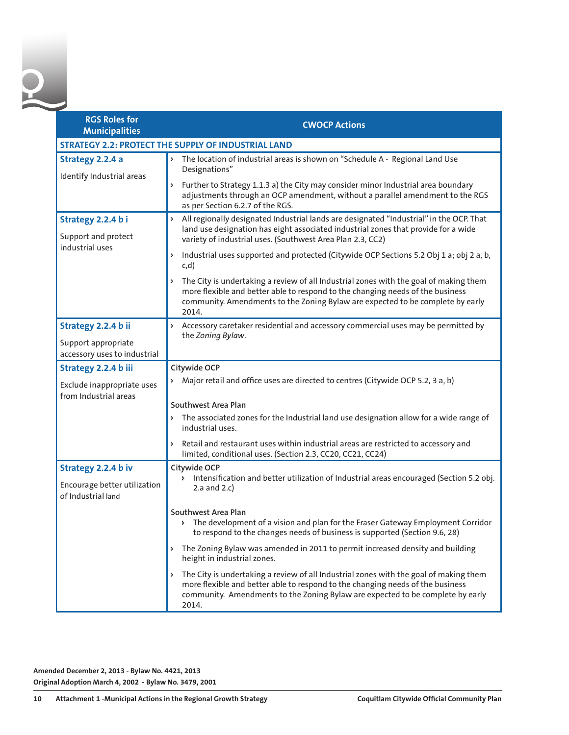| RGS Roles for Municipalities | CWOCP Actions |
|---|---|
| **STRATEGY 2.2: PROTECT THE SUPPLY OF INDUSTRIAL LAND** | |
| **Strategy 2.2.4 a**<br><br>Identify Industrial areas | ‣ The location of industrial areas is shown on "Schedule A - Regional Land Use Designations"<br><br>‣ Further to Strategy 1.1.3 a) the City may consider minor Industrial area boundary adjustments through an OCP amendment, without a parallel amendment to the RGS as per Section 6.2.7 of the RGS. |
| **Strategy 2.2.4 b i**<br><br>Support and protect industrial uses | ‣ All regionally designated Industrial lands are designated "Industrial" in the OCP. That land use designation has eight associated industrial zones that provide for a wide variety of industrial uses. (Southwest Area Plan 2.3, CC2)<br><br>‣ Industrial uses supported and protected (Citywide OCP Sections 5.2 Obj 1 a; obj 2 a, b, c,d)<br><br>‣ The City is undertaking a review of all Industrial zones with the goal of making them more flexible and better able to respond to the changing needs of the business community. Amendments to the Zoning Bylaw are expected to be complete by early 2014. |
| **Strategy 2.2.4 b ii**<br><br>Support appropriate accessory uses to industrial | ‣ Accessory caretaker residential and accessory commercial uses may be permitted by the *Zoning Bylaw*. |
| **Strategy 2.2.4 b iii**<br><br>Exclude inappropriate uses from Industrial areas | Citywide OCP<br><br>‣ Major retail and office uses are directed to centres (Citywide OCP 5.2, 3 a, b)<br><br>Southwest Area Plan<br><br>‣ The associated zones for the Industrial land use designation allow for a wide range of industrial uses.<br><br>‣ Retail and restaurant uses within industrial areas are restricted to accessory and limited, conditional uses. (Section 2.3, CC20, CC21, CC24) |
| **Strategy 2.2.4 b iv**<br><br>Encourage better utilization of Industrial land | Citywide OCP<br><br>‣ Intensification and better utilization of Industrial areas encouraged (Section 5.2 obj. 2.a and 2.c)<br><br>Southwest Area Plan<br><br>‣ The development of a vision and plan for the Fraser Gateway Employment Corridor to respond to the changes needs of business is supported (Section 9.6, 28)<br><br>‣ The Zoning Bylaw was amended in 2011 to permit increased density and building height in industrial zones.<br><br>‣ The City is undertaking a review of all Industrial zones with the goal of making them more flexible and better able to respond to the changing needs of the business community. Amendments to the Zoning Bylaw are expected to be complete by early 2014. |

**Amended December 2, 2013 - Bylaw No. 4421, 2013**
**Original Adoption March 4, 2002 - Bylaw No. 3479, 2001**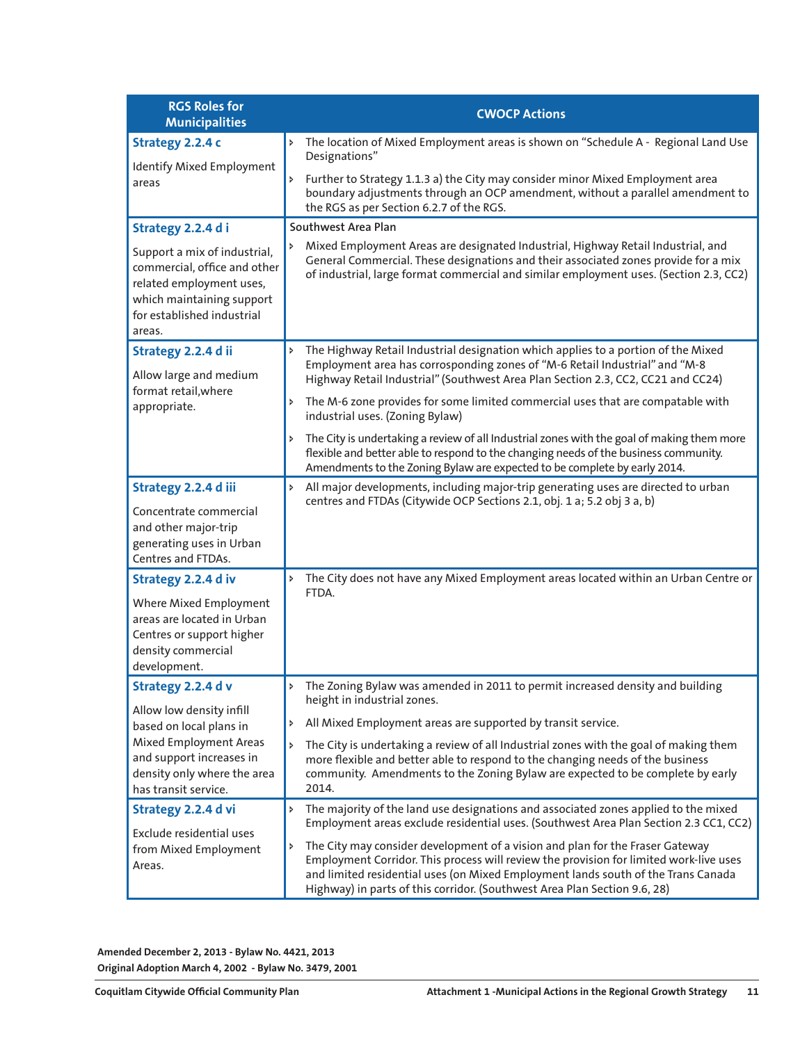| RGS Roles for Municipalities | CWOCP Actions |
|---|---|
| **Strategy 2.2.4 c**<br><br>Identify Mixed Employment areas | › The location of Mixed Employment areas is shown on "Schedule A - Regional Land Use Designations"<br><br>› Further to Strategy 1.1.3 a) the City may consider minor Mixed Employment area boundary adjustments through an OCP amendment, without a parallel amendment to the RGS as per Section 6.2.7 of the RGS. |
| **Strategy 2.2.4 d i**<br><br>Support a mix of industrial, commercial, office and other related employment uses, which maintaining support for established industrial areas. | Southwest Area Plan<br><br>› Mixed Employment Areas are designated Industrial, Highway Retail Industrial, and General Commercial. These designations and their associated zones provide for a mix of industrial, large format commercial and similar employment uses. (Section 2.3, CC2) |
| **Strategy 2.2.4 d ii**<br><br>Allow large and medium format retail,where appropriate. | › The Highway Retail Industrial designation which applies to a portion of the Mixed Employment area has corresponding zones of "M-6 Retail Industrial" and "M-8 Highway Retail Industrial" (Southwest Area Plan Section 2.3, CC2, CC21 and CC24)<br><br>› The M-6 zone provides for some limited commercial uses that are compatable with industrial uses. (Zoning Bylaw)<br><br>› The City is undertaking a review of all Industrial zones with the goal of making them more flexible and better able to respond to the changing needs of the business community. Amendments to the Zoning Bylaw are expected to be complete by early 2014. |
| **Strategy 2.2.4 d iii**<br><br>Concentrate commercial and other major-trip generating uses in Urban Centres and FTDAs. | › All major developments, including major-trip generating uses are directed to urban centres and FTDAs (Citywide OCP Sections 2.1, obj. 1 a; 5.2 obj 3 a, b) |
| **Strategy 2.2.4 d iv**<br><br>Where Mixed Employment areas are located in Urban Centres or support higher density commercial development. | › The City does not have any Mixed Employment areas located within an Urban Centre or FTDA. |
| **Strategy 2.2.4 d v**<br><br>Allow low density infill based on local plans in Mixed Employment Areas and support increases in density only where the area has transit service. | › The Zoning Bylaw was amended in 2011 to permit increased density and building height in industrial zones.<br><br>› All Mixed Employment areas are supported by transit service.<br><br>› The City is undertaking a review of all Industrial zones with the goal of making them more flexible and better able to respond to the changing needs of the business community. Amendments to the Zoning Bylaw are expected to be complete by early 2014. |
| **Strategy 2.2.4 d vi**<br><br>Exclude residential uses from Mixed Employment Areas. | › The majority of the land use designations and associated zones applied to the mixed Employment areas exclude residential uses. (Southwest Area Plan Section 2.3 CC1, CC2)<br><br>› The City may consider development of a vision and plan for the Fraser Gateway Employment Corridor. This process will review the provision for limited work-live uses and limited residential uses (on Mixed Employment lands south of the Trans Canada Highway) in parts of this corridor. (Southwest Area Plan Section 9.6, 28) |

**Amended December 2, 2013 - Bylaw No. 4421, 2013**
**Original Adoption March 4, 2002 - Bylaw No. 3479, 2001**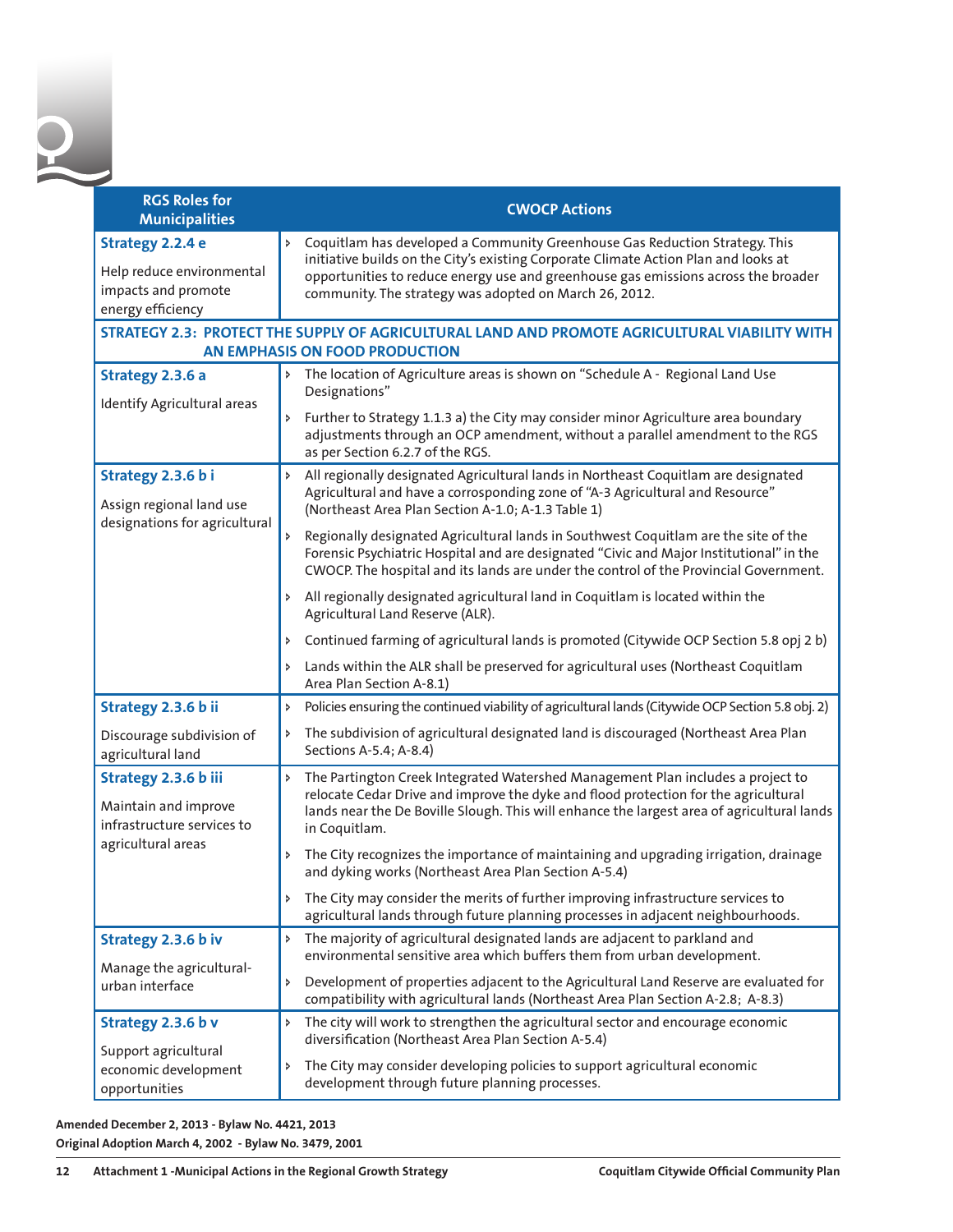| RGS Roles for Municipalities | CWOCP Actions |
|---|---|
| **Strategy 2.2.4 e**<br>Help reduce environmental impacts and promote energy efficiency | ›  Coquitlam has developed a Community Greenhouse Gas Reduction Strategy. This initiative builds on the City's existing Corporate Climate Action Plan and looks at opportunities to reduce energy use and greenhouse gas emissions across the broader community. The strategy was adopted on March 26, 2012. |
| **STRATEGY 2.3: PROTECT THE SUPPLY OF AGRICULTURAL LAND AND PROMOTE AGRICULTURAL VIABILITY WITH AN EMPHASIS ON FOOD PRODUCTION** | |
| **Strategy 2.3.6 a**<br>Identify Agricultural areas | ›  The location of Agriculture areas is shown on "Schedule A - Regional Land Use Designations"<br>›  Further to Strategy 1.1.3 a) the City may consider minor Agriculture area boundary adjustments through an OCP amendment, without a parallel amendment to the RGS as per Section 6.2.7 of the RGS. |
| **Strategy 2.3.6 b i**<br>Assign regional land use designations for agricultural | ›  All regionally designated Agricultural lands in Northeast Coquitlam are designated Agricultural and have a corresponding zone of "A-3 Agricultural and Resource" (Northeast Area Plan Section A-1.0; A-1.3 Table 1)<br>›  Regionally designated Agricultural lands in Southwest Coquitlam are the site of the Forensic Psychiatric Hospital and are designated "Civic and Major Institutional" in the CWOCP. The hospital and its lands are under the control of the Provincial Government.<br>›  All regionally designated agricultural land in Coquitlam is located within the Agricultural Land Reserve (ALR).<br>›  Continued farming of agricultural lands is promoted (Citywide OCP Section 5.8 opj 2 b)<br>›  Lands within the ALR shall be preserved for agricultural uses (Northeast Coquitlam Area Plan Section A-8.1) |
| **Strategy 2.3.6 b ii**<br>Discourage subdivision of agricultural land | ›  Policies ensuring the continued viability of agricultural lands (Citywide OCP Section 5.8 obj. 2)<br>›  The subdivision of agricultural designated land is discouraged (Northeast Area Plan Sections A-5.4; A-8.4) |
| **Strategy 2.3.6 b iii**<br>Maintain and improve infrastructure services to agricultural areas | ›  The Partington Creek Integrated Watershed Management Plan includes a project to relocate Cedar Drive and improve the dyke and flood protection for the agricultural lands near the De Boville Slough. This will enhance the largest area of agricultural lands in Coquitlam.<br>›  The City recognizes the importance of maintaining and upgrading irrigation, drainage and dyking works (Northeast Area Plan Section A-5.4)<br>›  The City may consider the merits of further improving infrastructure services to agricultural lands through future planning processes in adjacent neighbourhoods. |
| **Strategy 2.3.6 b iv**<br>Manage the agricultural-urban interface | ›  The majority of agricultural designated lands are adjacent to parkland and environmental sensitive area which buffers them from urban development.<br>›  Development of properties adjacent to the Agricultural Land Reserve are evaluated for compatibility with agricultural lands (Northeast Area Plan Section A-2.8; A-8.3) |
| **Strategy 2.3.6 b v**<br>Support agricultural economic development opportunities | ›  The city will work to strengthen the agricultural sector and encourage economic diversification (Northeast Area Plan Section A-5.4)<br>›  The City may consider developing policies to support agricultural economic development through future planning processes. |

**Amended December 2, 2013 - Bylaw No. 4421, 2013**
**Original Adoption March 4, 2002 - Bylaw No. 3479, 2001**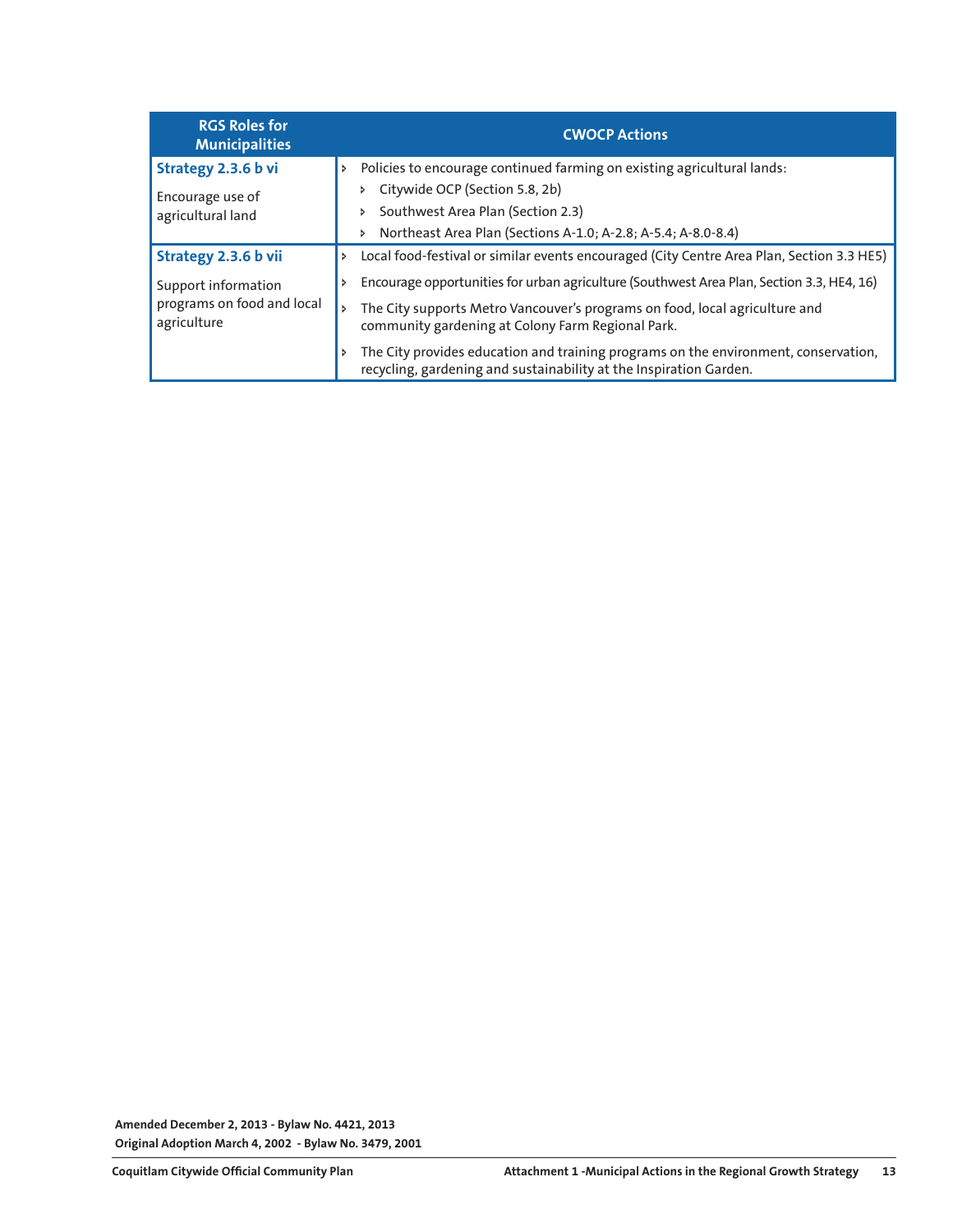| RGS Roles for Municipalities | CWOCP Actions |
| --- | --- |
| **Strategy 2.3.6 b vi**<br><br>Encourage use of agricultural land | › Policies to encourage continued farming on existing agricultural lands:<br>› Citywide OCP (Section 5.8, 2b)<br>› Southwest Area Plan (Section 2.3)<br>› Northeast Area Plan (Sections A-1.0; A-2.8; A-5.4; A-8.0-8.4) |
| **Strategy 2.3.6 b vii**<br><br>Support information programs on food and local agriculture | › Local food-festival or similar events encouraged (City Centre Area Plan, Section 3.3 HE5)<br>› Encourage opportunities for urban agriculture (Southwest Area Plan, Section 3.3, HE4, 16)<br>› The City supports Metro Vancouver's programs on food, local agriculture and community gardening at Colony Farm Regional Park.<br>› The City provides education and training programs on the environment, conservation, recycling, gardening and sustainability at the Inspiration Garden. |

**Amended December 2, 2013 - Bylaw No. 4421, 2013**
**Original Adoption March 4, 2002 - Bylaw No. 3479, 2001**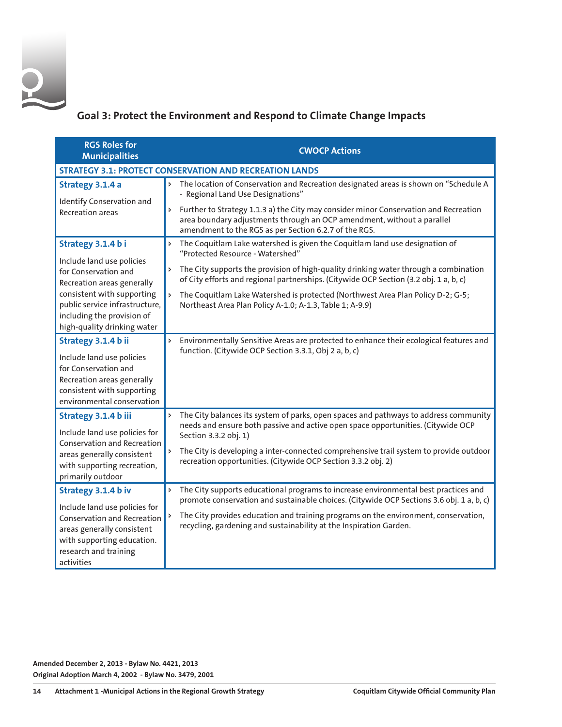## Goal 3: Protect the Environment and Respond to Climate Change Impacts

| RGS Roles for Municipalities | CWOCP Actions |
|---|---|
| **STRATEGY 3.1: PROTECT CONSERVATION AND RECREATION LANDS** | |
| **Strategy 3.1.4 a**<br><br>Identify Conservation and Recreation areas | › The location of Conservation and Recreation designated areas is shown on "Schedule A - Regional Land Use Designations"<br><br>› Further to Strategy 1.1.3 a) the City may consider minor Conservation and Recreation area boundary adjustments through an OCP amendment, without a parallel amendment to the RGS as per Section 6.2.7 of the RGS. |
| **Strategy 3.1.4 b i**<br><br>Include land use policies for Conservation and Recreation areas generally consistent with supporting public service infrastructure, including the provision of high-quality drinking water | › The Coquitlam Lake watershed is given the Coquitlam land use designation of "Protected Resource - Watershed"<br><br>› The City supports the provision of high-quality drinking water through a combination of City efforts and regional partnerships. (Citywide OCP Section (3.2 obj. 1 a, b, c)<br><br>› The Coquitlam Lake Watershed is protected (Northwest Area Plan Policy D-2; G-5; Northeast Area Plan Policy A-1.0; A-1.3, Table 1; A-9.9) |
| **Strategy 3.1.4 b ii**<br><br>Include land use policies for Conservation and Recreation areas generally consistent with supporting environmental conservation | › Environmentally Sensitive Areas are protected to enhance their ecological features and function. (Citywide OCP Section 3.3.1, Obj 2 a, b, c) |
| **Strategy 3.1.4 b iii**<br><br>Include land use policies for Conservation and Recreation areas generally consistent with supporting recreation, primarily outdoor | › The City balances its system of parks, open spaces and pathways to address community needs and ensure both passive and active open space opportunities. (Citywide OCP Section 3.3.2 obj. 1)<br><br>› The City is developing a inter-connected comprehensive trail system to provide outdoor recreation opportunities. (Citywide OCP Section 3.3.2 obj. 2) |
| **Strategy 3.1.4 b iv**<br><br>Include land use policies for Conservation and Recreation areas generally consistent with supporting education. research and training activities | › The City supports educational programs to increase environmental best practices and promote conservation and sustainable choices. (Citywide OCP Sections 3.6 obj. 1 a, b, c)<br><br>› The City provides education and training programs on the environment, conservation, recycling, gardening and sustainability at the Inspiration Garden. |

**Amended December 2, 2013 - Bylaw No. 4421, 2013**
**Original Adoption March 4, 2002 - Bylaw No. 3479, 2001**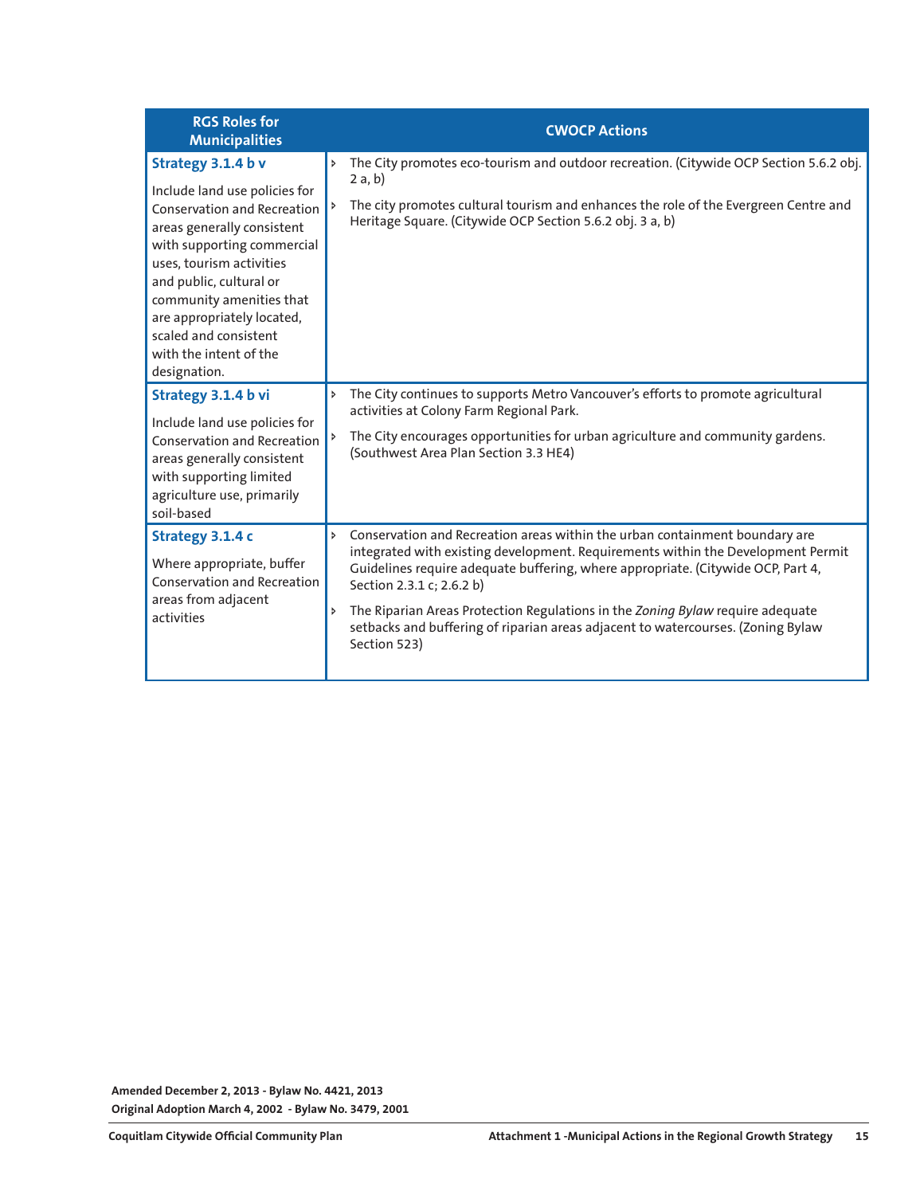| RGS Roles for Municipalities | CWOCP Actions |
|---|---|
| **Strategy 3.1.4 b v**<br><br>Include land use policies for Conservation and Recreation areas generally consistent with supporting commercial uses, tourism activities and public, cultural or community amenities that are appropriately located, scaled and consistent with the intent of the designation. | › The City promotes eco-tourism and outdoor recreation. (Citywide OCP Section 5.6.2 obj. 2 a, b)<br><br>› The city promotes cultural tourism and enhances the role of the Evergreen Centre and Heritage Square. (Citywide OCP Section 5.6.2 obj. 3 a, b) |
| **Strategy 3.1.4 b vi**<br><br>Include land use policies for Conservation and Recreation areas generally consistent with supporting limited agriculture use, primarily soil-based | › The City continues to supports Metro Vancouver's efforts to promote agricultural activities at Colony Farm Regional Park.<br><br>› The City encourages opportunities for urban agriculture and community gardens. (Southwest Area Plan Section 3.3 HE4) |
| **Strategy 3.1.4 c**<br><br>Where appropriate, buffer Conservation and Recreation areas from adjacent activities | › Conservation and Recreation areas within the urban containment boundary are integrated with existing development. Requirements within the Development Permit Guidelines require adequate buffering, where appropriate. (Citywide OCP, Part 4, Section 2.3.1 c; 2.6.2 b)<br><br>› The Riparian Areas Protection Regulations in the *Zoning Bylaw* require adequate setbacks and buffering of riparian areas adjacent to watercourses. (Zoning Bylaw Section 523) |

**Amended December 2, 2013 - Bylaw No. 4421, 2013**
**Original Adoption March 4, 2002 - Bylaw No. 3479, 2001**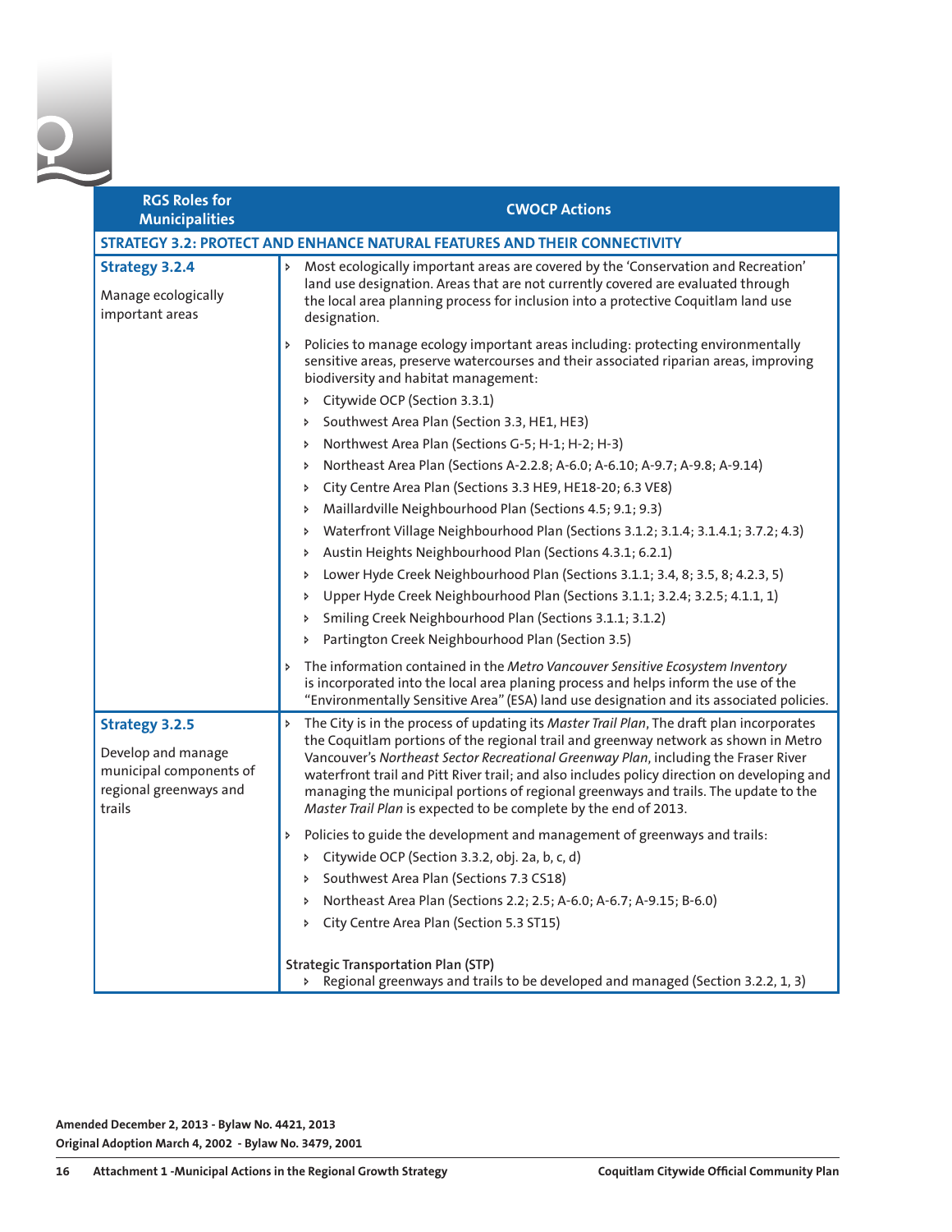| RGS Roles for Municipalities | CWOCP Actions |
|---|---|
| **STRATEGY 3.2: PROTECT AND ENHANCE NATURAL FEATURES AND THEIR CONNECTIVITY** | |
| **Strategy 3.2.4**<br><br>Manage ecologically important areas | ‣ Most ecologically important areas are covered by the 'Conservation and Recreation' land use designation. Areas that are not currently covered are evaluated through the local area planning process for inclusion into a protective Coquitlam land use designation.<br><br>‣ Policies to manage ecology important areas including: protecting environmentally sensitive areas, preserve watercourses and their associated riparian areas, improving biodiversity and habitat management:<br>‣ Citywide OCP (Section 3.3.1)<br>‣ Southwest Area Plan (Section 3.3, HE1, HE3)<br>‣ Northwest Area Plan (Sections G-5; H-1; H-2; H-3)<br>‣ Northeast Area Plan (Sections A-2.2.8; A-6.0; A-6.10; A-9.7; A-9.8; A-9.14)<br>‣ City Centre Area Plan (Sections 3.3 HE9, HE18-20; 6.3 VE8)<br>‣ Maillardville Neighbourhood Plan (Sections 4.5; 9.1; 9.3)<br>‣ Waterfront Village Neighbourhood Plan (Sections 3.1.2; 3.1.4; 3.1.4.1; 3.7.2; 4.3)<br>‣ Austin Heights Neighbourhood Plan (Sections 4.3.1; 6.2.1)<br>‣ Lower Hyde Creek Neighbourhood Plan (Sections 3.1.1; 3.4, 8; 3.5, 8; 4.2.3, 5)<br>‣ Upper Hyde Creek Neighbourhood Plan (Sections 3.1.1; 3.2.4; 3.2.5; 4.1.1, 1)<br>‣ Smiling Creek Neighbourhood Plan (Sections 3.1.1; 3.1.2)<br>‣ Partington Creek Neighbourhood Plan (Section 3.5)<br><br>‣ The information contained in the *Metro Vancouver Sensitive Ecosystem Inventory* is incorporated into the local area planing process and helps inform the use of the "Environmentally Sensitive Area" (ESA) land use designation and its associated policies. |
| **Strategy 3.2.5**<br><br>Develop and manage municipal components of regional greenways and trails | ‣ The City is in the process of updating its *Master Trail Plan*, The draft plan incorporates the Coquitlam portions of the regional trail and greenway network as shown in Metro Vancouver's *Northeast Sector Recreational Greenway Plan*, including the Fraser River waterfront trail and Pitt River trail; and also includes policy direction on developing and managing the municipal portions of regional greenways and trails. The update to the *Master Trail Plan* is expected to be complete by the end of 2013.<br><br>‣ Policies to guide the development and management of greenways and trails:<br>‣ Citywide OCP (Section 3.3.2, obj. 2a, b, c, d)<br>‣ Southwest Area Plan (Sections 7.3 CS18)<br>‣ Northeast Area Plan (Sections 2.2; 2.5; A-6.0; A-6.7; A-9.15; B-6.0)<br>‣ City Centre Area Plan (Section 5.3 ST15)<br><br>Strategic Transportation Plan (STP)<br>‣ Regional greenways and trails to be developed and managed (Section 3.2.2, 1, 3) |

Amended December 2, 2013 - Bylaw No. 4421, 2013
Original Adoption March 4, 2002 - Bylaw No. 3479, 2001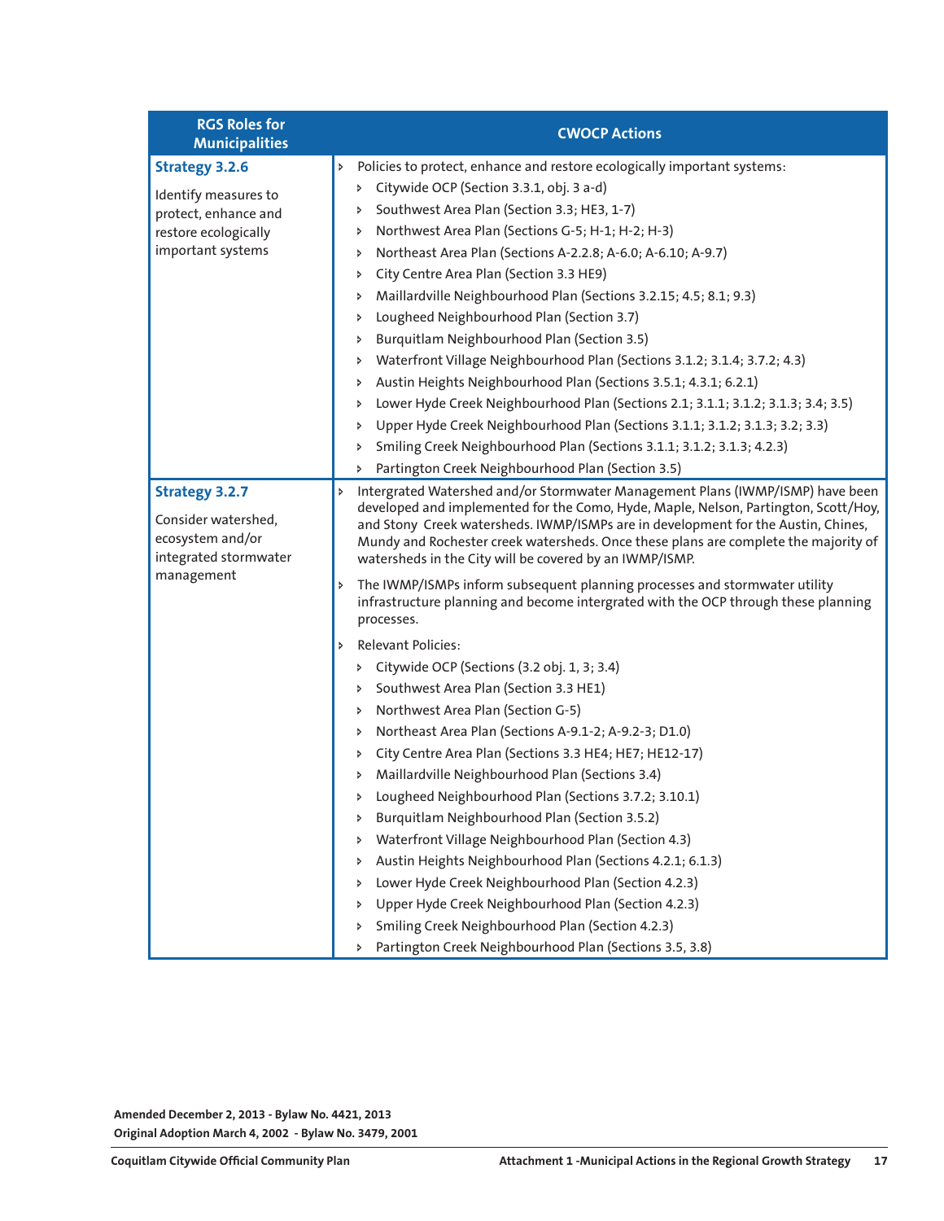| RGS Roles for Municipalities | CWOCP Actions |
|---|---|
| **Strategy 3.2.6**<br><br>Identify measures to protect, enhance and restore ecologically important systems | › Policies to protect, enhance and restore ecologically important systems:<br>› Citywide OCP (Section 3.3.1, obj. 3 a-d)<br>› Southwest Area Plan (Section 3.3; HE3, 1-7)<br>› Northwest Area Plan (Sections G-5; H-1; H-2; H-3)<br>› Northeast Area Plan (Sections A-2.2.8; A-6.0; A-6.10; A-9.7)<br>› City Centre Area Plan (Section 3.3 HE9)<br>› Maillardville Neighbourhood Plan (Sections 3.2.15; 4.5; 8.1; 9.3)<br>› Lougheed Neighbourhood Plan (Section 3.7)<br>› Burquitlam Neighbourhood Plan (Section 3.5)<br>› Waterfront Village Neighbourhood Plan (Sections 3.1.2; 3.1.4; 3.7.2; 4.3)<br>› Austin Heights Neighbourhood Plan (Sections 3.5.1; 4.3.1; 6.2.1)<br>› Lower Hyde Creek Neighbourhood Plan (Sections 2.1; 3.1.1; 3.1.2; 3.1.3; 3.4; 3.5)<br>› Upper Hyde Creek Neighbourhood Plan (Sections 3.1.1; 3.1.2; 3.1.3; 3.2; 3.3)<br>› Smiling Creek Neighbourhood Plan (Sections 3.1.1; 3.1.2; 3.1.3; 4.2.3)<br>› Partington Creek Neighbourhood Plan (Section 3.5) |
| **Strategy 3.2.7**<br><br>Consider watershed, ecosystem and/or integrated stormwater management | › Intergrated Watershed and/or Stormwater Management Plans (IWMP/ISMP) have been developed and implemented for the Como, Hyde, Maple, Nelson, Partington, Scott/Hoy, and Stony Creek watersheds. IWMP/ISMPs are in development for the Austin, Chines, Mundy and Rochester creek watersheds. Once these plans are complete the majority of watersheds in the City will be covered by an IWMP/ISMP.<br>› The IWMP/ISMPs inform subsequent planning processes and stormwater utility infrastructure planning and become intergrated with the OCP through these planning processes.<br>› Relevant Policies:<br>› Citywide OCP (Sections (3.2 obj. 1, 3; 3.4)<br>› Southwest Area Plan (Section 3.3 HE1)<br>› Northwest Area Plan (Section G-5)<br>› Northeast Area Plan (Sections A-9.1-2; A-9.2-3; D1.0)<br>› City Centre Area Plan (Sections 3.3 HE4; HE7; HE12-17)<br>› Maillardville Neighbourhood Plan (Sections 3.4)<br>› Lougheed Neighbourhood Plan (Sections 3.7.2; 3.10.1)<br>› Burquitlam Neighbourhood Plan (Section 3.5.2)<br>› Waterfront Village Neighbourhood Plan (Section 4.3)<br>› Austin Heights Neighbourhood Plan (Sections 4.2.1; 6.1.3)<br>› Lower Hyde Creek Neighbourhood Plan (Section 4.2.3)<br>› Upper Hyde Creek Neighbourhood Plan (Section 4.2.3)<br>› Smiling Creek Neighbourhood Plan (Section 4.2.3)<br>› Partington Creek Neighbourhood Plan (Sections 3.5, 3.8) |

**Amended December 2, 2013 - Bylaw No. 4421, 2013**
**Original Adoption March 4, 2002 - Bylaw No. 3479, 2001**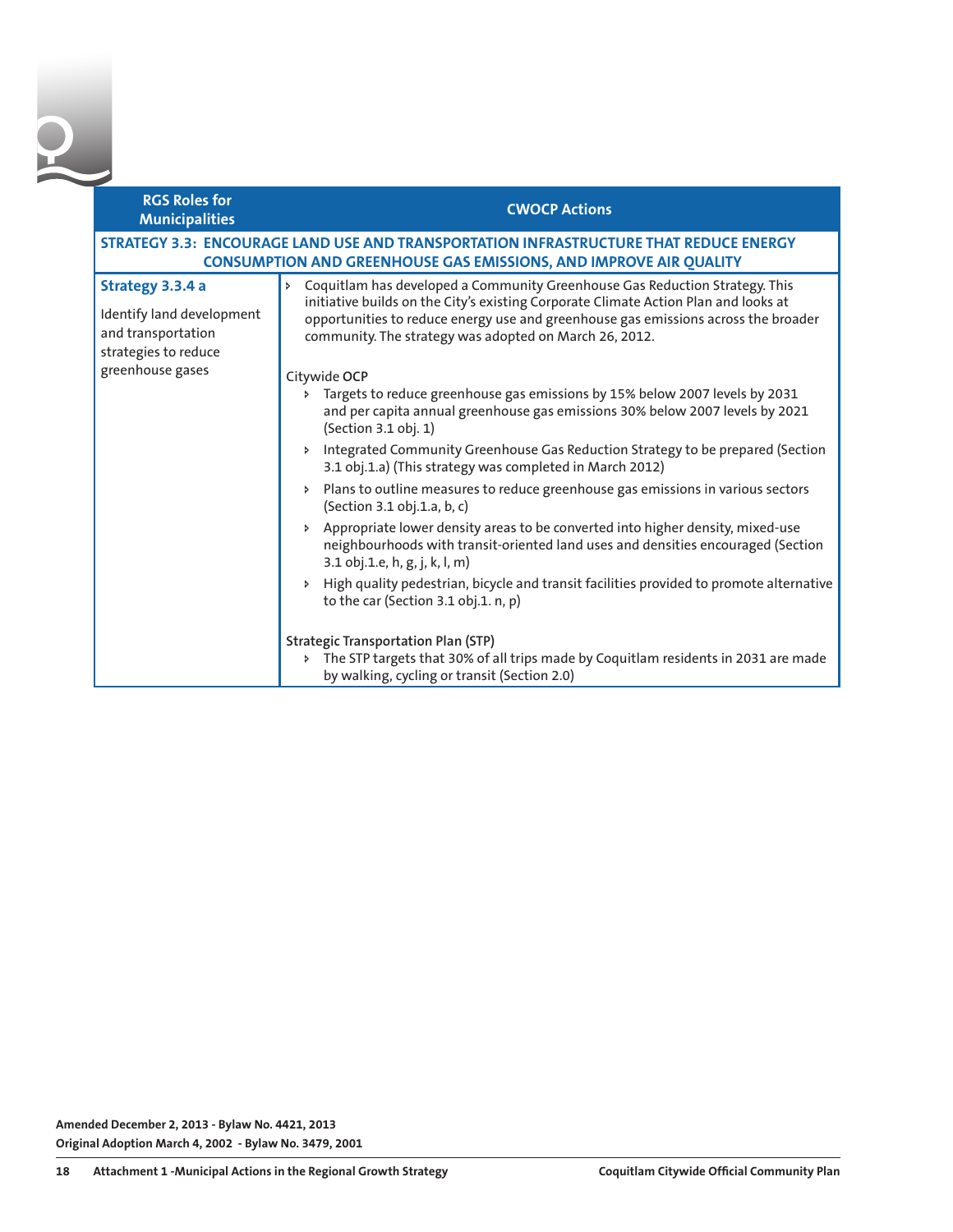| RGS Roles for Municipalities | CWOCP Actions |
|---|---|
| **STRATEGY 3.3: ENCOURAGE LAND USE AND TRANSPORTATION INFRASTRUCTURE THAT REDUCE ENERGY CONSUMPTION AND GREENHOUSE GAS EMISSIONS, AND IMPROVE AIR QUALITY** | |
| **Strategy 3.3.4 a**<br><br>Identify land development and transportation strategies to reduce greenhouse gases | ‣ Coquitlam has developed a Community Greenhouse Gas Reduction Strategy. This initiative builds on the City's existing Corporate Climate Action Plan and looks at opportunities to reduce energy use and greenhouse gas emissions across the broader community. The strategy was adopted on March 26, 2012.<br><br>Citywide **OCP**<br>‣ Targets to reduce greenhouse gas emissions by 15% below 2007 levels by 2031 and per capita annual greenhouse gas emissions 30% below 2007 levels by 2021 (Section 3.1 obj. 1)<br>‣ Integrated Community Greenhouse Gas Reduction Strategy to be prepared (Section 3.1 obj.1.a) (This strategy was completed in March 2012)<br>‣ Plans to outline measures to reduce greenhouse gas emissions in various sectors (Section 3.1 obj.1.a, b, c)<br>‣ Appropriate lower density areas to be converted into higher density, mixed-use neighbourhoods with transit-oriented land uses and densities encouraged (Section 3.1 obj.1.e, h, g, j, k, l, m)<br>‣ High quality pedestrian, bicycle and transit facilities provided to promote alternative to the car (Section 3.1 obj.1. n, p)<br><br>**Strategic Transportation Plan (STP)**<br>‣ The STP targets that 30% of all trips made by Coquitlam residents in 2031 are made by walking, cycling or transit (Section 2.0) |

**Amended December 2, 2013 - Bylaw No. 4421, 2013**
**Original Adoption March 4, 2002 - Bylaw No. 3479, 2001**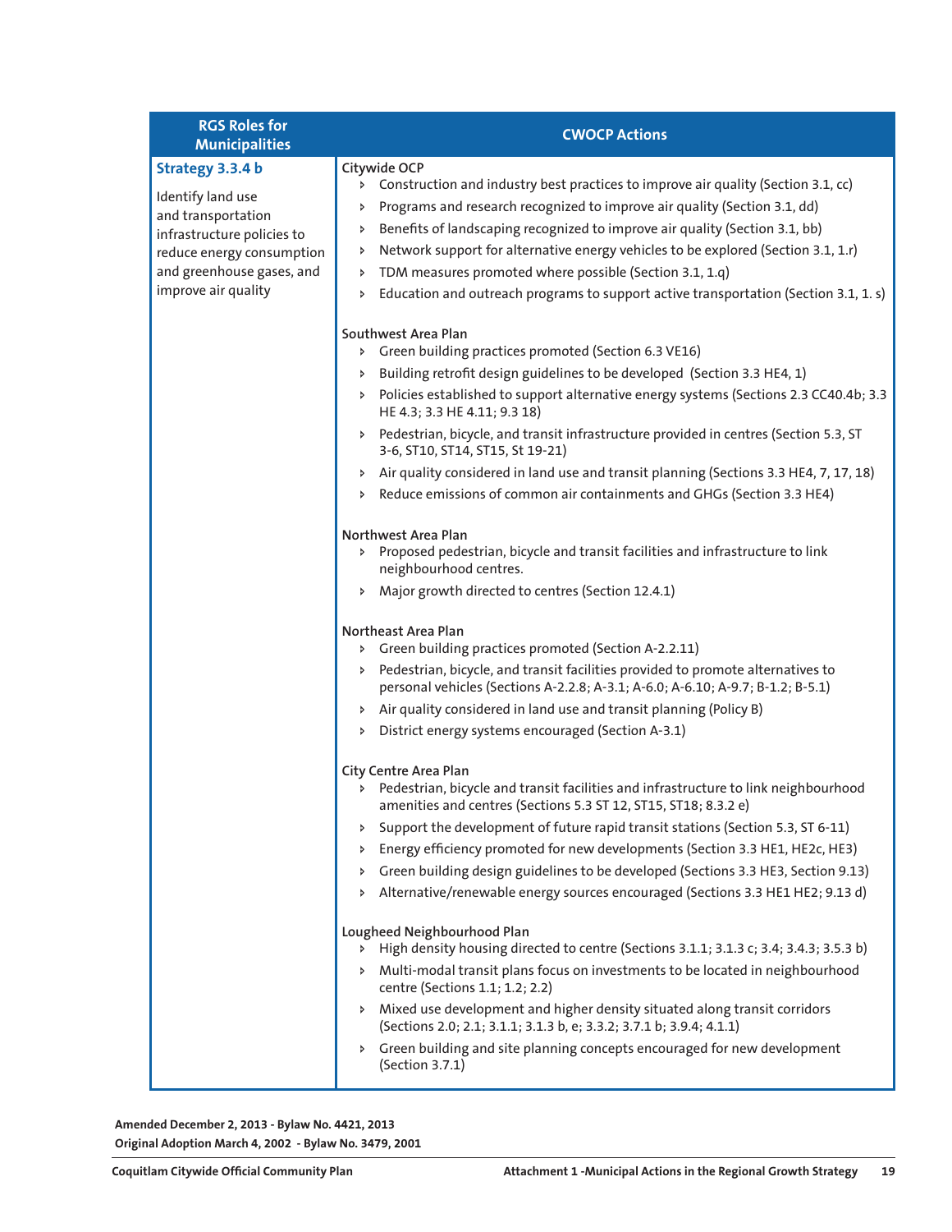| RGS Roles for Municipalities | CWOCP Actions |
|---|---|
| **Strategy 3.3.4 b**<br><br>Identify land use and transportation infrastructure policies to reduce energy consumption and greenhouse gases, and improve air quality | Citywide OCP<br>› Construction and industry best practices to improve air quality (Section 3.1, cc)<br>› Programs and research recognized to improve air quality (Section 3.1, dd)<br>› Benefits of landscaping recognized to improve air quality (Section 3.1, bb)<br>› Network support for alternative energy vehicles to be explored (Section 3.1, 1.r)<br>› TDM measures promoted where possible (Section 3.1, 1.q)<br>› Education and outreach programs to support active transportation (Section 3.1, 1. s)<br><br>Southwest Area Plan<br>› Green building practices promoted (Section 6.3 VE16)<br>› Building retrofit design guidelines to be developed (Section 3.3 HE4, 1)<br>› Policies established to support alternative energy systems (Sections 2.3 CC40.4b; 3.3 HE 4.3; 3.3 HE 4.11; 9.3 18)<br>› Pedestrian, bicycle, and transit infrastructure provided in centres (Section 5.3, ST 3-6, ST10, ST14, ST15, St 19-21)<br>› Air quality considered in land use and transit planning (Sections 3.3 HE4, 7, 17, 18)<br>› Reduce emissions of common air containments and GHGs (Section 3.3 HE4)<br><br>Northwest Area Plan<br>› Proposed pedestrian, bicycle and transit facilities and infrastructure to link neighbourhood centres.<br>› Major growth directed to centres (Section 12.4.1)<br><br>Northeast Area Plan<br>› Green building practices promoted (Section A-2.2.11)<br>› Pedestrian, bicycle, and transit facilities provided to promote alternatives to personal vehicles (Sections A-2.2.8; A-3.1; A-6.0; A-6.10; A-9.7; B-1.2; B-5.1)<br>› Air quality considered in land use and transit planning (Policy B)<br>› District energy systems encouraged (Section A-3.1)<br><br>City Centre Area Plan<br>› Pedestrian, bicycle and transit facilities and infrastructure to link neighbourhood amenities and centres (Sections 5.3 ST 12, ST15, ST18; 8.3.2 e)<br>› Support the development of future rapid transit stations (Section 5.3, ST 6-11)<br>› Energy efficiency promoted for new developments (Section 3.3 HE1, HE2c, HE3)<br>› Green building design guidelines to be developed (Sections 3.3 HE3, Section 9.13)<br>› Alternative/renewable energy sources encouraged (Sections 3.3 HE1 HE2; 9.13 d)<br><br>Lougheed Neighbourhood Plan<br>› High density housing directed to centre (Sections 3.1.1; 3.1.3 c; 3.4; 3.4.3; 3.5.3 b)<br>› Multi-modal transit plans focus on investments to be located in neighbourhood centre (Sections 1.1; 1.2; 2.2)<br>› Mixed use development and higher density situated along transit corridors (Sections 2.0; 2.1; 3.1.1; 3.1.3 b, e; 3.3.2; 3.7.1 b; 3.9.4; 4.1.1)<br>› Green building and site planning concepts encouraged for new development (Section 3.7.1) |

**Amended December 2, 2013 - Bylaw No. 4421, 2013**
**Original Adoption March 4, 2002 - Bylaw No. 3479, 2001**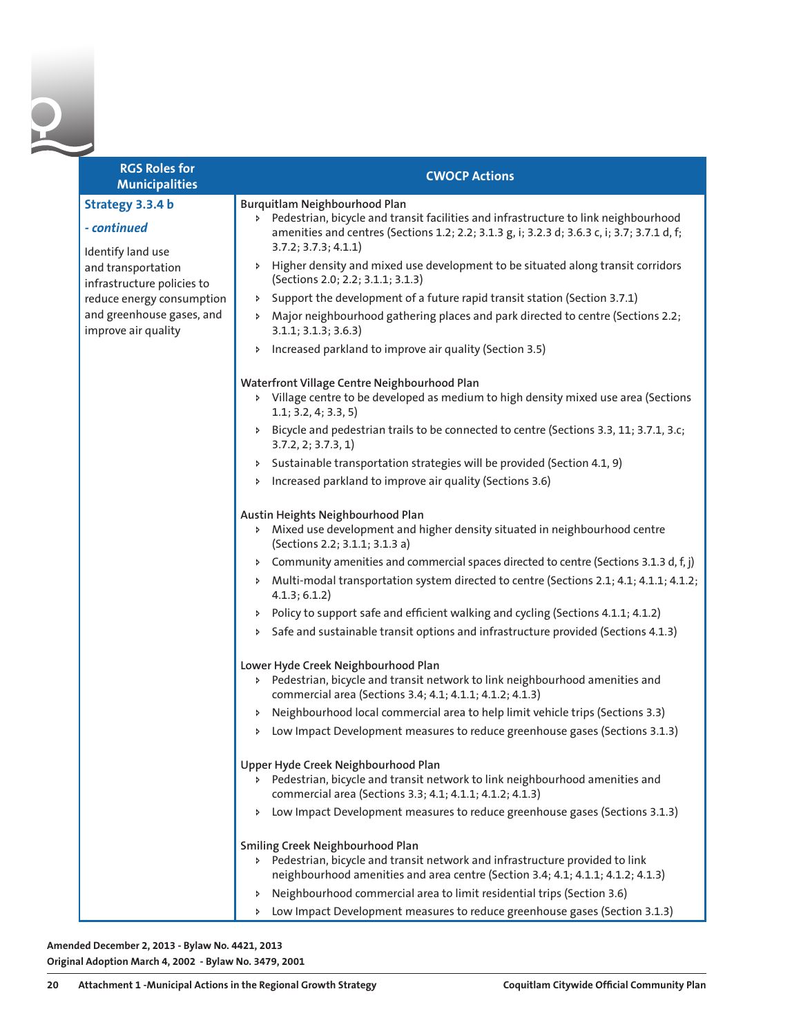| RGS Roles for Municipalities | CWOCP Actions |
|---|---|
| **Strategy 3.3.4 b**<br><br>***- continued***<br><br>Identify land use and transportation infrastructure policies to reduce energy consumption and greenhouse gases, and improve air quality | **Burquitlam Neighbourhood Plan**<br>▸ Pedestrian, bicycle and transit facilities and infrastructure to link neighbourhood amenities and centres (Sections 1.2; 2.2; 3.1.3 g, i; 3.2.3 d; 3.6.3 c, i; 3.7; 3.7.1 d, f; 3.7.2; 3.7.3; 4.1.1)<br>▸ Higher density and mixed use development to be situated along transit corridors (Sections 2.0; 2.2; 3.1.1; 3.1.3)<br>▸ Support the development of a future rapid transit station (Section 3.7.1)<br>▸ Major neighbourhood gathering places and park directed to centre (Sections 2.2; 3.1.1; 3.1.3; 3.6.3)<br>▸ Increased parkland to improve air quality (Section 3.5)<br><br>**Waterfront Village Centre Neighbourhood Plan**<br>▸ Village centre to be developed as medium to high density mixed use area (Sections 1.1; 3.2, 4; 3.3, 5)<br>▸ Bicycle and pedestrian trails to be connected to centre (Sections 3.3, 11; 3.7.1, 3.c; 3.7.2, 2; 3.7.3, 1)<br>▸ Sustainable transportation strategies will be provided (Section 4.1, 9)<br>▸ Increased parkland to improve air quality (Sections 3.6)<br><br>**Austin Heights Neighbourhood Plan**<br>▸ Mixed use development and higher density situated in neighbourhood centre (Sections 2.2; 3.1.1; 3.1.3 a)<br>▸ Community amenities and commercial spaces directed to centre (Sections 3.1.3 d, f, j)<br>▸ Multi-modal transportation system directed to centre (Sections 2.1; 4.1; 4.1.1; 4.1.2; 4.1.3; 6.1.2)<br>▸ Policy to support safe and efficient walking and cycling (Sections 4.1.1; 4.1.2)<br>▸ Safe and sustainable transit options and infrastructure provided (Sections 4.1.3)<br><br>**Lower Hyde Creek Neighbourhood Plan**<br>▸ Pedestrian, bicycle and transit network to link neighbourhood amenities and commercial area (Sections 3.4; 4.1; 4.1.1; 4.1.2; 4.1.3)<br>▸ Neighbourhood local commercial area to help limit vehicle trips (Sections 3.3)<br>▸ Low Impact Development measures to reduce greenhouse gases (Sections 3.1.3)<br><br>**Upper Hyde Creek Neighbourhood Plan**<br>▸ Pedestrian, bicycle and transit network to link neighbourhood amenities and commercial area (Sections 3.3; 4.1; 4.1.1; 4.1.2; 4.1.3)<br>▸ Low Impact Development measures to reduce greenhouse gases (Sections 3.1.3)<br><br>**Smiling Creek Neighbourhood Plan**<br>▸ Pedestrian, bicycle and transit network and infrastructure provided to link neighbourhood amenities and area centre (Section 3.4; 4.1; 4.1.1; 4.1.2; 4.1.3)<br>▸ Neighbourhood commercial area to limit residential trips (Section 3.6)<br>▸ Low Impact Development measures to reduce greenhouse gases (Section 3.1.3) |

**Amended December 2, 2013 - Bylaw No. 4421, 2013**
**Original Adoption March 4, 2002 - Bylaw No. 3479, 2001**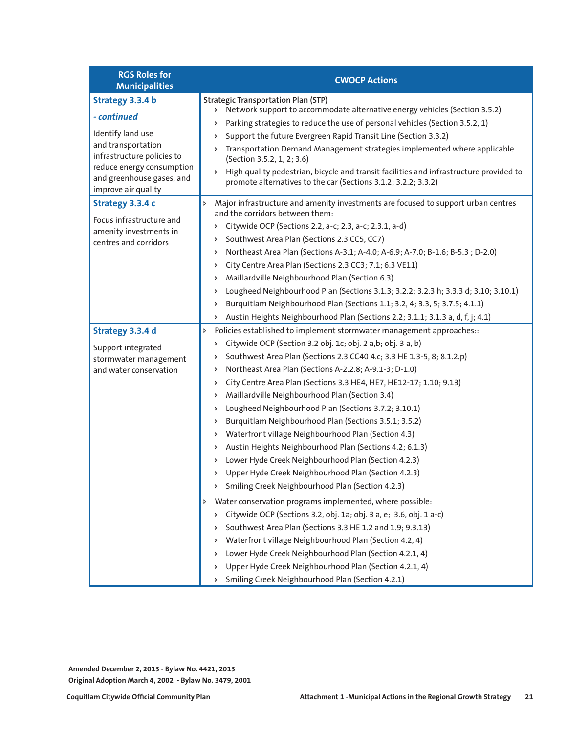| RGS Roles for Municipalities | CWOCP Actions |
|---|---|
| **Strategy 3.3.4 b**<br><br>***- continued***<br><br>Identify land use and transportation infrastructure policies to reduce energy consumption and greenhouse gases, and improve air quality | **Strategic Transportation Plan (STP)**<br>› Network support to accommodate alternative energy vehicles (Section 3.5.2)<br>› Parking strategies to reduce the use of personal vehicles (Section 3.5.2, 1)<br>› Support the future Evergreen Rapid Transit Line (Section 3.3.2)<br>› Transportation Demand Management strategies implemented where applicable (Section 3.5.2, 1, 2; 3.6)<br>› High quality pedestrian, bicycle and transit facilities and infrastructure provided to promote alternatives to the car (Sections 3.1.2; 3.2.2; 3.3.2) |
| **Strategy 3.3.4 c**<br><br>Focus infrastructure and amenity investments in centres and corridors | › Major infrastructure and amenity investments are focused to support urban centres and the corridors between them:<br>› Citywide OCP (Sections 2.2, a-c; 2.3, a-c; 2.3.1, a-d)<br>› Southwest Area Plan (Sections 2.3 CC5, CC7)<br>› Northeast Area Plan (Sections A-3.1; A-4.0; A-6.9; A-7.0; B-1.6; B-5.3 ; D-2.0)<br>› City Centre Area Plan (Sections 2.3 CC3; 7.1; 6.3 VE11)<br>› Maillardville Neighbourhood Plan (Section 6.3)<br>› Lougheed Neighbourhood Plan (Sections 3.1.3; 3.2.2; 3.2.3 h; 3.3.3 d; 3.10; 3.10.1)<br>› Burquitlam Neighbourhood Plan (Sections 1.1; 3.2, 4; 3.3, 5; 3.7.5; 4.1.1)<br>› Austin Heights Neighbourhood Plan (Sections 2.2; 3.1.1; 3.1.3 a, d, f, j; 4.1) |
| **Strategy 3.3.4 d**<br><br>Support integrated stormwater management and water conservation | › Policies established to implement stormwater management approaches::<br>› Citywide OCP (Section 3.2 obj. 1c; obj. 2 a,b; obj. 3 a, b)<br>› Southwest Area Plan (Sections 2.3 CC40 4.c; 3.3 HE 1.3-5, 8; 8.1.2.p)<br>› Northeast Area Plan (Sections A-2.2.8; A-9.1-3; D-1.0)<br>› City Centre Area Plan (Sections 3.3 HE4, HE7, HE12-17; 1.10; 9.13)<br>› Maillardville Neighbourhood Plan (Section 3.4)<br>› Lougheed Neighbourhood Plan (Sections 3.7.2; 3.10.1)<br>› Burquitlam Neighbourhood Plan (Sections 3.5.1; 3.5.2)<br>› Waterfront village Neighbourhood Plan (Section 4.3)<br>› Austin Heights Neighbourhood Plan (Sections 4.2; 6.1.3)<br>› Lower Hyde Creek Neighbourhood Plan (Section 4.2.3)<br>› Upper Hyde Creek Neighbourhood Plan (Section 4.2.3)<br>› Smiling Creek Neighbourhood Plan (Section 4.2.3)<br><br>› Water conservation programs implemented, where possible:<br>› Citywide OCP (Sections 3.2, obj. 1a; obj. 3 a, e; 3.6, obj. 1 a-c)<br>› Southwest Area Plan (Sections 3.3 HE 1.2 and 1.9; 9.3.13)<br>› Waterfront village Neighbourhood Plan (Section 4.2, 4)<br>› Lower Hyde Creek Neighbourhood Plan (Section 4.2.1, 4)<br>› Upper Hyde Creek Neighbourhood Plan (Section 4.2.1, 4)<br>› Smiling Creek Neighbourhood Plan (Section 4.2.1) |

**Amended December 2, 2013 - Bylaw No. 4421, 2013**
**Original Adoption March 4, 2002 - Bylaw No. 3479, 2001**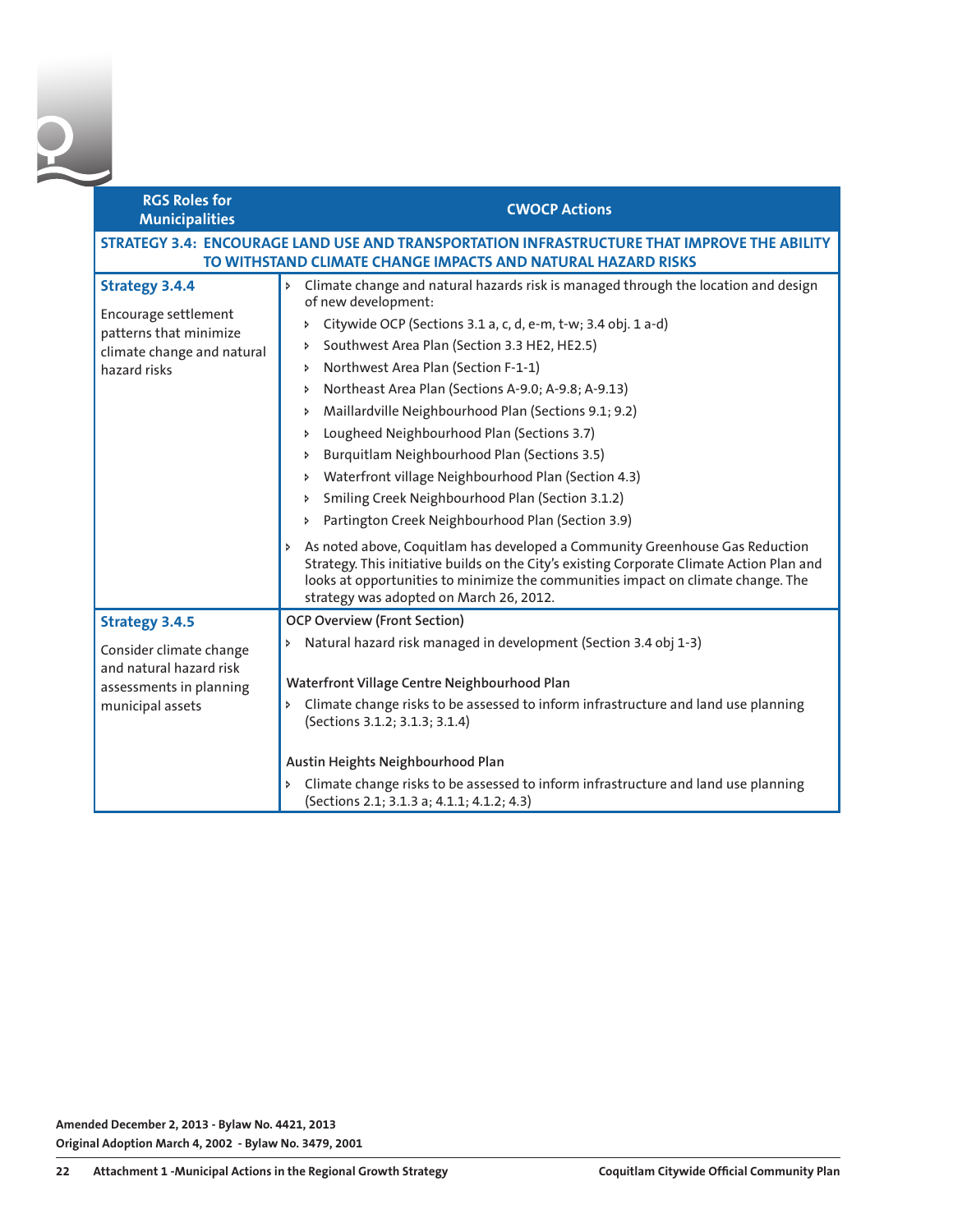| RGS Roles for Municipalities | CWOCP Actions |
|---|---|
| **STRATEGY 3.4: ENCOURAGE LAND USE AND TRANSPORTATION INFRASTRUCTURE THAT IMPROVE THE ABILITY TO WITHSTAND CLIMATE CHANGE IMPACTS AND NATURAL HAZARD RISKS** | |
| **Strategy 3.4.4**<br><br>Encourage settlement patterns that minimize climate change and natural hazard risks | ‣ Climate change and natural hazards risk is managed through the location and design of new development:<br>‣ Citywide OCP (Sections 3.1 a, c, d, e-m, t-w; 3.4 obj. 1 a-d)<br>‣ Southwest Area Plan (Section 3.3 HE2, HE2.5)<br>‣ Northwest Area Plan (Section F-1-1)<br>‣ Northeast Area Plan (Sections A-9.0; A-9.8; A-9.13)<br>‣ Maillardville Neighbourhood Plan (Sections 9.1; 9.2)<br>‣ Lougheed Neighbourhood Plan (Sections 3.7)<br>‣ Burquitlam Neighbourhood Plan (Sections 3.5)<br>‣ Waterfront village Neighbourhood Plan (Section 4.3)<br>‣ Smiling Creek Neighbourhood Plan (Section 3.1.2)<br>‣ Partington Creek Neighbourhood Plan (Section 3.9)<br><br>‣ As noted above, Coquitlam has developed a Community Greenhouse Gas Reduction Strategy. This initiative builds on the City's existing Corporate Climate Action Plan and looks at opportunities to minimize the communities impact on climate change. The strategy was adopted on March 26, 2012. |
| **Strategy 3.4.5**<br><br>Consider climate change and natural hazard risk assessments in planning municipal assets | **OCP Overview (Front Section)**<br>‣ Natural hazard risk managed in development (Section 3.4 obj 1-3)<br><br>**Waterfront Village Centre Neighbourhood Plan**<br>‣ Climate change risks to be assessed to inform infrastructure and land use planning (Sections 3.1.2; 3.1.3; 3.1.4)<br><br>**Austin Heights Neighbourhood Plan**<br>‣ Climate change risks to be assessed to inform infrastructure and land use planning (Sections 2.1; 3.1.3 a; 4.1.1; 4.1.2; 4.3) |

**Amended December 2, 2013 - Bylaw No. 4421, 2013**
**Original Adoption March 4, 2002 - Bylaw No. 3479, 2001**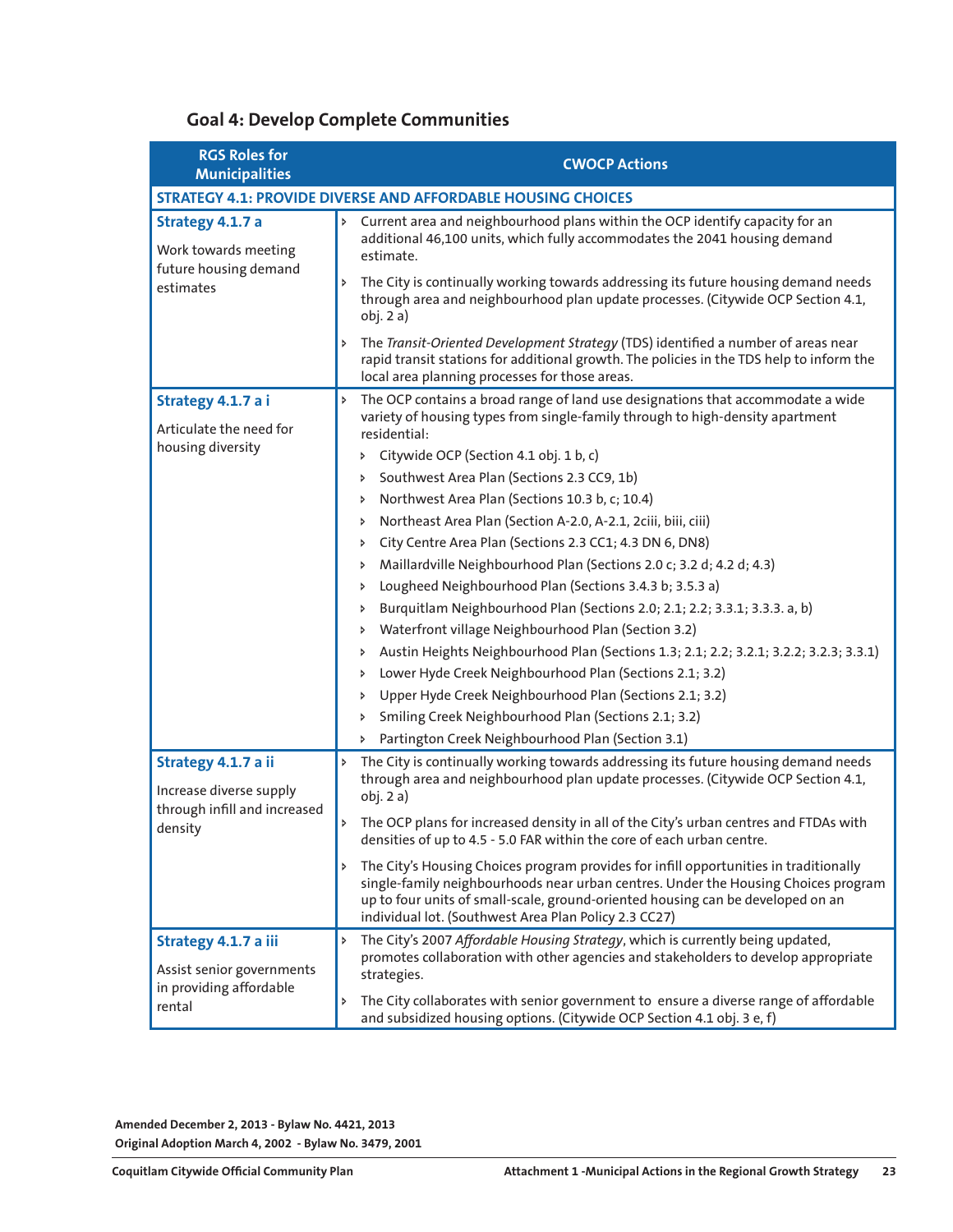## Goal 4: Develop Complete Communities

| RGS Roles for Municipalities | CWOCP Actions |
|---|---|
| **STRATEGY 4.1: PROVIDE DIVERSE AND AFFORDABLE HOUSING CHOICES** | |
| **Strategy 4.1.7 a**<br><br>Work towards meeting future housing demand estimates | › Current area and neighbourhood plans within the OCP identify capacity for an additional 46,100 units, which fully accommodates the 2041 housing demand estimate.<br>› The City is continually working towards addressing its future housing demand needs through area and neighbourhood plan update processes. (Citywide OCP Section 4.1, obj. 2 a)<br>› The *Transit-Oriented Development Strategy* (TDS) identified a number of areas near rapid transit stations for additional growth. The policies in the TDS help to inform the local area planning processes for those areas. |
| **Strategy 4.1.7 a i**<br><br>Articulate the need for housing diversity | › The OCP contains a broad range of land use designations that accommodate a wide variety of housing types from single-family through to high-density apartment residential:<br>› Citywide OCP (Section 4.1 obj. 1 b, c)<br>› Southwest Area Plan (Sections 2.3 CC9, 1b)<br>› Northwest Area Plan (Sections 10.3 b, c; 10.4)<br>› Northeast Area Plan (Section A-2.0, A-2.1, 2ciii, biii, ciii)<br>› City Centre Area Plan (Sections 2.3 CC1; 4.3 DN 6, DN8)<br>› Maillardville Neighbourhood Plan (Sections 2.0 c; 3.2 d; 4.2 d; 4.3)<br>› Lougheed Neighbourhood Plan (Sections 3.4.3 b; 3.5.3 a)<br>› Burquitlam Neighbourhood Plan (Sections 2.0; 2.1; 2.2; 3.3.1; 3.3.3. a, b)<br>› Waterfront village Neighbourhood Plan (Section 3.2)<br>› Austin Heights Neighbourhood Plan (Sections 1.3; 2.1; 2.2; 3.2.1; 3.2.2; 3.2.3; 3.3.1)<br>› Lower Hyde Creek Neighbourhood Plan (Sections 2.1; 3.2)<br>› Upper Hyde Creek Neighbourhood Plan (Sections 2.1; 3.2)<br>› Smiling Creek Neighbourhood Plan (Sections 2.1; 3.2)<br>› Partington Creek Neighbourhood Plan (Section 3.1) |
| **Strategy 4.1.7 a ii**<br><br>Increase diverse supply through infill and increased density | › The City is continually working towards addressing its future housing demand needs through area and neighbourhood plan update processes. (Citywide OCP Section 4.1, obj. 2 a)<br>› The OCP plans for increased density in all of the City's urban centres and FTDAs with densities of up to 4.5 - 5.0 FAR within the core of each urban centre.<br>› The City's Housing Choices program provides for infill opportunities in traditionally single-family neighbourhoods near urban centres. Under the Housing Choices program up to four units of small-scale, ground-oriented housing can be developed on an individual lot. (Southwest Area Plan Policy 2.3 CC27) |
| **Strategy 4.1.7 a iii**<br><br>Assist senior governments in providing affordable rental | › The City's 2007 *Affordable Housing Strategy*, which is currently being updated, promotes collaboration with other agencies and stakeholders to develop appropriate strategies.<br>› The City collaborates with senior government to ensure a diverse range of affordable and subsidized housing options. (Citywide OCP Section 4.1 obj. 3 e, f) |

**Amended December 2, 2013 - Bylaw No. 4421, 2013**
**Original Adoption March 4, 2002 - Bylaw No. 3479, 2001**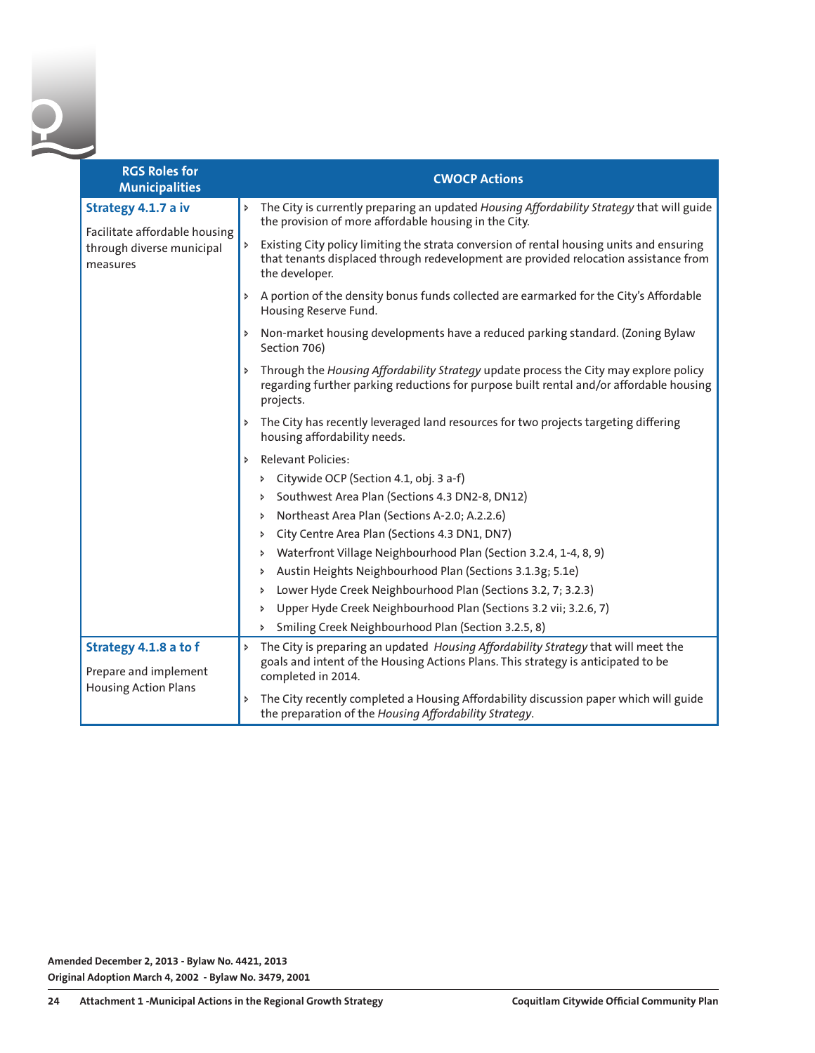| RGS Roles for Municipalities | CWOCP Actions |
|---|---|
| **Strategy 4.1.7 a iv**<br><br>Facilitate affordable housing through diverse municipal measures | ‣ The City is currently preparing an updated *Housing Affordability Strategy* that will guide the provision of more affordable housing in the City.<br><br>‣ Existing City policy limiting the strata conversion of rental housing units and ensuring that tenants displaced through redevelopment are provided relocation assistance from the developer.<br><br>‣ A portion of the density bonus funds collected are earmarked for the City's Affordable Housing Reserve Fund.<br><br>‣ Non-market housing developments have a reduced parking standard. (Zoning Bylaw Section 706)<br><br>‣ Through the *Housing Affordability Strategy* update process the City may explore policy regarding further parking reductions for purpose built rental and/or affordable housing projects.<br><br>‣ The City has recently leveraged land resources for two projects targeting differing housing affordability needs.<br><br>‣ Relevant Policies:<br>‣ Citywide OCP (Section 4.1, obj. 3 a-f)<br>‣ Southwest Area Plan (Sections 4.3 DN2-8, DN12)<br>‣ Northeast Area Plan (Sections A-2.0; A.2.2.6)<br>‣ City Centre Area Plan (Sections 4.3 DN1, DN7)<br>‣ Waterfront Village Neighbourhood Plan (Section 3.2.4, 1-4, 8, 9)<br>‣ Austin Heights Neighbourhood Plan (Sections 3.1.3g; 5.1e)<br>‣ Lower Hyde Creek Neighbourhood Plan (Sections 3.2, 7; 3.2.3)<br>‣ Upper Hyde Creek Neighbourhood Plan (Sections 3.2 vii; 3.2.6, 7)<br>‣ Smiling Creek Neighbourhood Plan (Section 3.2.5, 8) |
| **Strategy 4.1.8 a to f**<br><br>Prepare and implement Housing Action Plans | ‣ The City is preparing an updated *Housing Affordability Strategy* that will meet the goals and intent of the Housing Actions Plans. This strategy is anticipated to be completed in 2014.<br><br>‣ The City recently completed a Housing Affordability discussion paper which will guide the preparation of the *Housing Affordability Strategy*. |

**Amended December 2, 2013 - Bylaw No. 4421, 2013**
**Original Adoption March 4, 2002 - Bylaw No. 3479, 2001**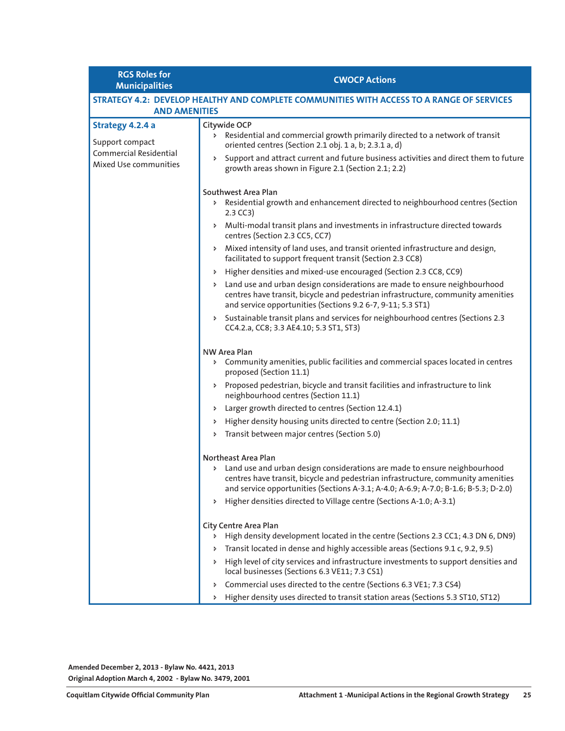| RGS Roles for Municipalities | CWOCP Actions |
|---|---|
| **STRATEGY 4.2: DEVELOP HEALTHY AND COMPLETE COMMUNITIES WITH ACCESS TO A RANGE OF SERVICES AND AMENITIES** | |
| **Strategy 4.2.4 a**<br><br>Support compact Commercial Residential Mixed Use communities | **Citywide OCP**<br>› Residential and commercial growth primarily directed to a network of transit oriented centres (Section 2.1 obj. 1 a, b; 2.3.1 a, d)<br>› Support and attract current and future business activities and direct them to future growth areas shown in Figure 2.1 (Section 2.1; 2.2)<br><br>**Southwest Area Plan**<br>› Residential growth and enhancement directed to neighbourhood centres (Section 2.3 CC3)<br>› Multi-modal transit plans and investments in infrastructure directed towards centres (Section 2.3 CC5, CC7)<br>› Mixed intensity of land uses, and transit oriented infrastructure and design, facilitated to support frequent transit (Section 2.3 CC8)<br>› Higher densities and mixed-use encouraged (Section 2.3 CC8, CC9)<br>› Land use and urban design considerations are made to ensure neighbourhood centres have transit, bicycle and pedestrian infrastructure, community amenities and service opportunities (Sections 9.2 6-7, 9-11; 5.3 ST1)<br>› Sustainable transit plans and services for neighbourhood centres (Sections 2.3 CC4.2.a, CC8; 3.3 AE4.10; 5.3 ST1, ST3)<br><br>**NW Area Plan**<br>› Community amenities, public facilities and commercial spaces located in centres proposed (Section 11.1)<br>› Proposed pedestrian, bicycle and transit facilities and infrastructure to link neighbourhood centres (Section 11.1)<br>› Larger growth directed to centres (Section 12.4.1)<br>› Higher density housing units directed to centre (Section 2.0; 11.1)<br>› Transit between major centres (Section 5.0)<br><br>**Northeast Area Plan**<br>› Land use and urban design considerations are made to ensure neighbourhood centres have transit, bicycle and pedestrian infrastructure, community amenities and service opportunities (Sections A-3.1; A-4.0; A-6.9; A-7.0; B-1.6; B-5.3; D-2.0)<br>› Higher densities directed to Village centre (Sections A-1.0; A-3.1)<br><br>**City Centre Area Plan**<br>› High density development located in the centre (Sections 2.3 CC1; 4.3 DN 6, DN9)<br>› Transit located in dense and highly accessible areas (Sections 9.1 c, 9.2, 9.5)<br>› High level of city services and infrastructure investments to support densities and local businesses (Sections 6.3 VE11; 7.3 CS1)<br>› Commercial uses directed to the centre (Sections 6.3 VE1; 7.3 CS4)<br>› Higher density uses directed to transit station areas (Sections 5.3 ST10, ST12) |

**Amended December 2, 2013 - Bylaw No. 4421, 2013**
**Original Adoption March 4, 2002 - Bylaw No. 3479, 2001**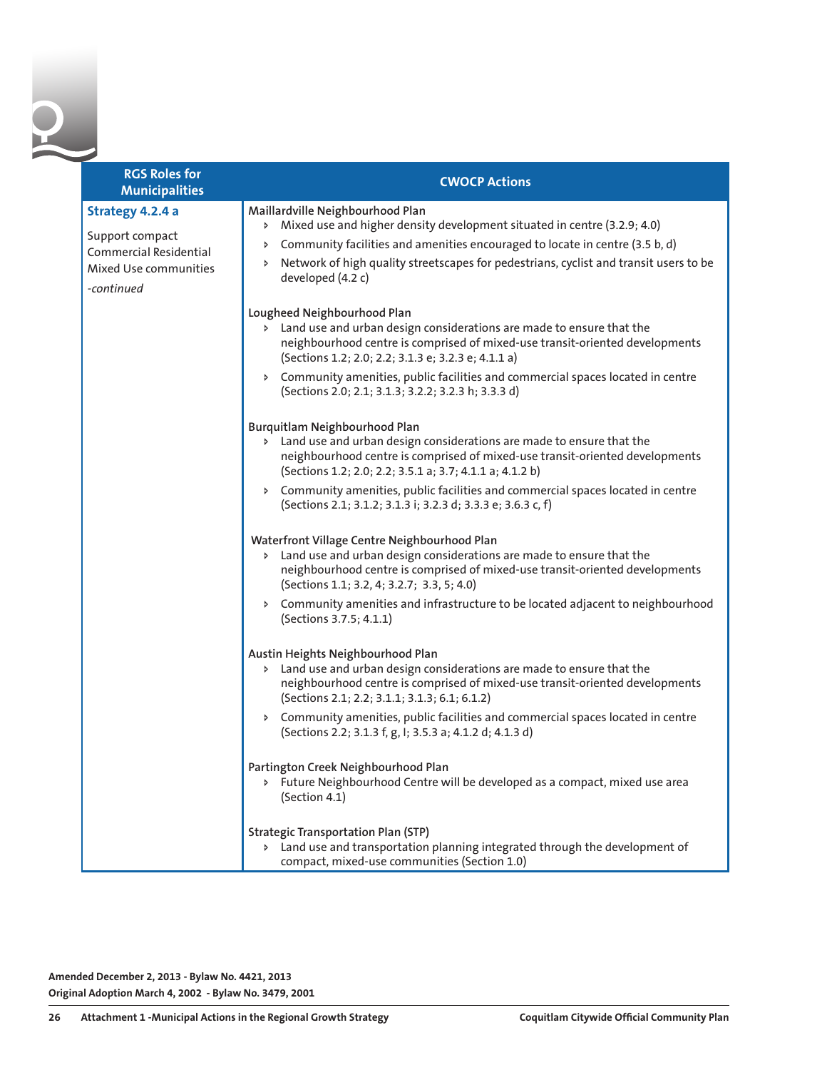| RGS Roles for Municipalities | CWOCP Actions |
|---|---|
| **Strategy 4.2.4 a**<br><br>Support compact Commercial Residential Mixed Use communities<br><br>*-continued* | **Maillardville Neighbourhood Plan**<br>‣ Mixed use and higher density development situated in centre (3.2.9; 4.0)<br>‣ Community facilities and amenities encouraged to locate in centre (3.5 b, d)<br>‣ Network of high quality streetscapes for pedestrians, cyclist and transit users to be developed (4.2 c)<br><br>**Lougheed Neighbourhood Plan**<br>‣ Land use and urban design considerations are made to ensure that the neighbourhood centre is comprised of mixed-use transit-oriented developments (Sections 1.2; 2.0; 2.2; 3.1.3 e; 3.2.3 e; 4.1.1 a)<br>‣ Community amenities, public facilities and commercial spaces located in centre (Sections 2.0; 2.1; 3.1.3; 3.2.2; 3.2.3 h; 3.3.3 d)<br><br>**Burquitlam Neighbourhood Plan**<br>‣ Land use and urban design considerations are made to ensure that the neighbourhood centre is comprised of mixed-use transit-oriented developments (Sections 1.2; 2.0; 2.2; 3.5.1 a; 3.7; 4.1.1 a; 4.1.2 b)<br>‣ Community amenities, public facilities and commercial spaces located in centre (Sections 2.1; 3.1.2; 3.1.3 i; 3.2.3 d; 3.3.3 e; 3.6.3 c, f)<br><br>**Waterfront Village Centre Neighbourhood Plan**<br>‣ Land use and urban design considerations are made to ensure that the neighbourhood centre is comprised of mixed-use transit-oriented developments (Sections 1.1; 3.2, 4; 3.2.7; 3.3, 5; 4.0)<br>‣ Community amenities and infrastructure to be located adjacent to neighbourhood (Sections 3.7.5; 4.1.1)<br><br>**Austin Heights Neighbourhood Plan**<br>‣ Land use and urban design considerations are made to ensure that the neighbourhood centre is comprised of mixed-use transit-oriented developments (Sections 2.1; 2.2; 3.1.1; 3.1.3; 6.1; 6.1.2)<br>‣ Community amenities, public facilities and commercial spaces located in centre (Sections 2.2; 3.1.3 f, g, I; 3.5.3 a; 4.1.2 d; 4.1.3 d)<br><br>**Partington Creek Neighbourhood Plan**<br>‣ Future Neighbourhood Centre will be developed as a compact, mixed use area (Section 4.1)<br><br>**Strategic Transportation Plan (STP)**<br>‣ Land use and transportation planning integrated through the development of compact, mixed-use communities (Section 1.0) |

**Amended December 2, 2013 - Bylaw No. 4421, 2013**
**Original Adoption March 4, 2002 - Bylaw No. 3479, 2001**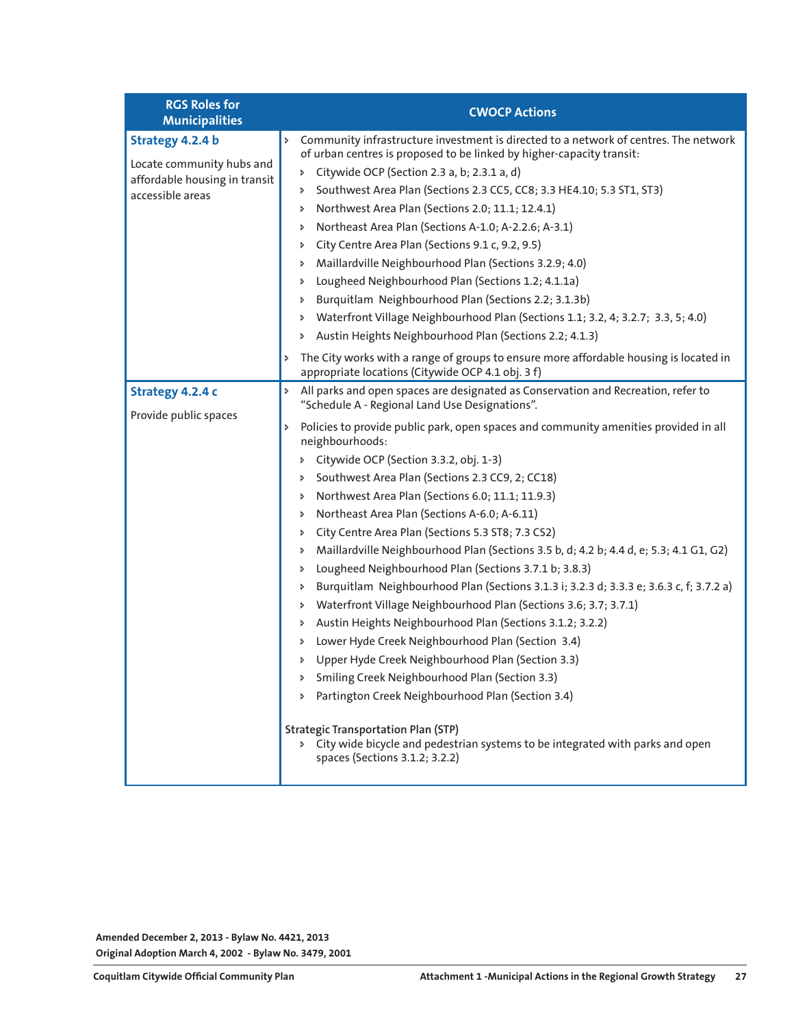| RGS Roles for Municipalities | CWOCP Actions |
|---|---|
| **Strategy 4.2.4 b**<br><br>Locate community hubs and affordable housing in transit accessible areas | › Community infrastructure investment is directed to a network of centres. The network of urban centres is proposed to be linked by higher-capacity transit:<br>› Citywide OCP (Section 2.3 a, b; 2.3.1 a, d)<br>› Southwest Area Plan (Sections 2.3 CC5, CC8; 3.3 HE4.10; 5.3 ST1, ST3)<br>› Northwest Area Plan (Sections 2.0; 11.1; 12.4.1)<br>› Northeast Area Plan (Sections A-1.0; A-2.2.6; A-3.1)<br>› City Centre Area Plan (Sections 9.1 c, 9.2, 9.5)<br>› Maillardville Neighbourhood Plan (Sections 3.2.9; 4.0)<br>› Lougheed Neighbourhood Plan (Sections 1.2; 4.1.1a)<br>› Burquitlam Neighbourhood Plan (Sections 2.2; 3.1.3b)<br>› Waterfront Village Neighbourhood Plan (Sections 1.1; 3.2, 4; 3.2.7; 3.3, 5; 4.0)<br>› Austin Heights Neighbourhood Plan (Sections 2.2; 4.1.3)<br><br>› The City works with a range of groups to ensure more affordable housing is located in appropriate locations (Citywide OCP 4.1 obj. 3 f) |
| **Strategy 4.2.4 c**<br><br>Provide public spaces | › All parks and open spaces are designated as Conservation and Recreation, refer to "Schedule A - Regional Land Use Designations".<br><br>› Policies to provide public park, open spaces and community amenities provided in all neighbourhoods:<br>› Citywide OCP (Section 3.3.2, obj. 1-3)<br>› Southwest Area Plan (Sections 2.3 CC9, 2; CC18)<br>› Northwest Area Plan (Sections 6.0; 11.1; 11.9.3)<br>› Northeast Area Plan (Sections A-6.0; A-6.11)<br>› City Centre Area Plan (Sections 5.3 ST8; 7.3 CS2)<br>› Maillardville Neighbourhood Plan (Sections 3.5 b, d; 4.2 b; 4.4 d, e; 5.3; 4.1 G1, G2)<br>› Lougheed Neighbourhood Plan (Sections 3.7.1 b; 3.8.3)<br>› Burquitlam Neighbourhood Plan (Sections 3.1.3 i; 3.2.3 d; 3.3.3 e; 3.6.3 c, f; 3.7.2 a)<br>› Waterfront Village Neighbourhood Plan (Sections 3.6; 3.7; 3.7.1)<br>› Austin Heights Neighbourhood Plan (Sections 3.1.2; 3.2.2)<br>› Lower Hyde Creek Neighbourhood Plan (Section 3.4)<br>› Upper Hyde Creek Neighbourhood Plan (Section 3.3)<br>› Smiling Creek Neighbourhood Plan (Section 3.3)<br>› Partington Creek Neighbourhood Plan (Section 3.4)<br><br>Strategic Transportation Plan (STP)<br>› City wide bicycle and pedestrian systems to be integrated with parks and open spaces (Sections 3.1.2; 3.2.2) |

**Amended December 2, 2013 - Bylaw No. 4421, 2013**
**Original Adoption March 4, 2002 - Bylaw No. 3479, 2001**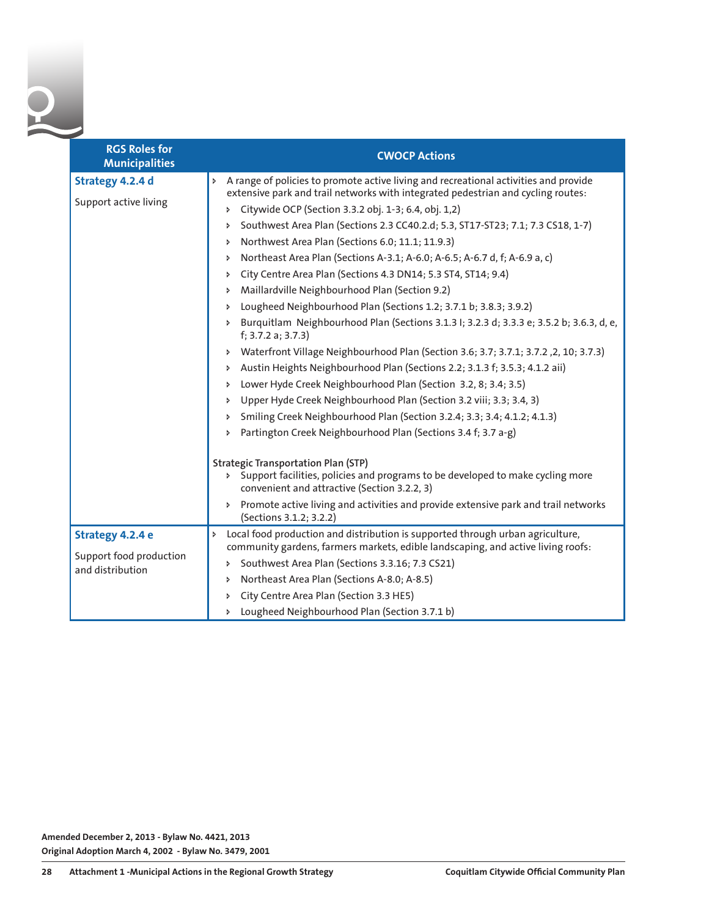| RGS Roles for Municipalities | CWOCP Actions |
|---|---|
| **Strategy 4.2.4 d**<br><br>Support active living | ‣ A range of policies to promote active living and recreational activities and provide extensive park and trail networks with integrated pedestrian and cycling routes:<br>‣ Citywide OCP (Section 3.3.2 obj. 1-3; 6.4, obj. 1,2)<br>‣ Southwest Area Plan (Sections 2.3 CC40.2.d; 5.3, ST17-ST23; 7.1; 7.3 CS18, 1-7)<br>‣ Northwest Area Plan (Sections 6.0; 11.1; 11.9.3)<br>‣ Northeast Area Plan (Sections A-3.1; A-6.0; A-6.5; A-6.7 d, f; A-6.9 a, c)<br>‣ City Centre Area Plan (Sections 4.3 DN14; 5.3 ST4, ST14; 9.4)<br>‣ Maillardville Neighbourhood Plan (Section 9.2)<br>‣ Lougheed Neighbourhood Plan (Sections 1.2; 3.7.1 b; 3.8.3; 3.9.2)<br>‣ Burquitlam Neighbourhood Plan (Sections 3.1.3 I; 3.2.3 d; 3.3.3 e; 3.5.2 b; 3.6.3, d, e, f; 3.7.2 a; 3.7.3)<br>‣ Waterfront Village Neighbourhood Plan (Section 3.6; 3.7; 3.7.1; 3.7.2 ,2, 10; 3.7.3)<br>‣ Austin Heights Neighbourhood Plan (Sections 2.2; 3.1.3 f; 3.5.3; 4.1.2 aii)<br>‣ Lower Hyde Creek Neighbourhood Plan (Section 3.2, 8; 3.4; 3.5)<br>‣ Upper Hyde Creek Neighbourhood Plan (Section 3.2 viii; 3.3; 3.4, 3)<br>‣ Smiling Creek Neighbourhood Plan (Section 3.2.4; 3.3; 3.4; 4.1.2; 4.1.3)<br>‣ Partington Creek Neighbourhood Plan (Sections 3.4 f; 3.7 a-g)<br><br>Strategic Transportation Plan (STP)<br>‣ Support facilities, policies and programs to be developed to make cycling more convenient and attractive (Section 3.2.2, 3)<br>‣ Promote active living and activities and provide extensive park and trail networks (Sections 3.1.2; 3.2.2) |
| **Strategy 4.2.4 e**<br><br>Support food production and distribution | ‣ Local food production and distribution is supported through urban agriculture, community gardens, farmers markets, edible landscaping, and active living roofs:<br>‣ Southwest Area Plan (Sections 3.3.16; 7.3 CS21)<br>‣ Northeast Area Plan (Sections A-8.0; A-8.5)<br>‣ City Centre Area Plan (Section 3.3 HE5)<br>‣ Lougheed Neighbourhood Plan (Section 3.7.1 b) |

**Amended December 2, 2013 - Bylaw No. 4421, 2013**
**Original Adoption March 4, 2002 - Bylaw No. 3479, 2001**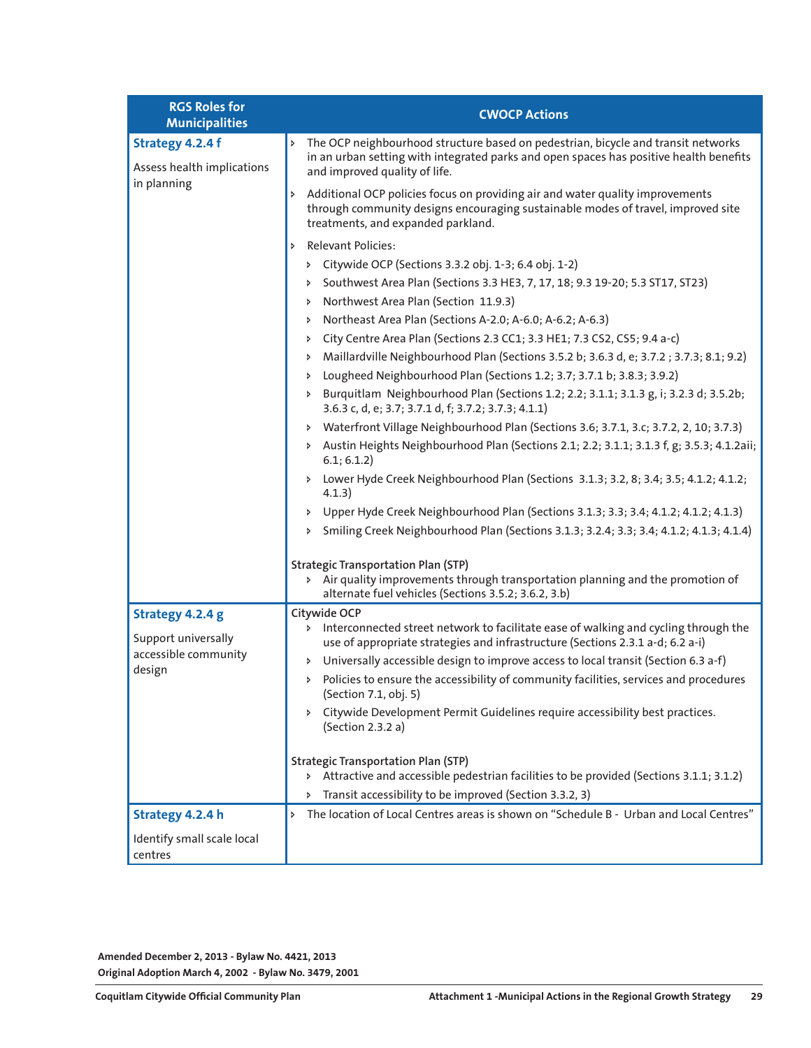| RGS Roles for Municipalities | CWOCP Actions |
| --- | --- |
| **Strategy 4.2.4 f**<br><br>Assess health implications in planning | › The OCP neighbourhood structure based on pedestrian, bicycle and transit networks in an urban setting with integrated parks and open spaces has positive health benefits and improved quality of life.<br>› Additional OCP policies focus on providing air and water quality improvements through community designs encouraging sustainable modes of travel, improved site treatments, and expanded parkland.<br>› Relevant Policies:<br>› Citywide OCP (Sections 3.3.2 obj. 1-3; 6.4 obj. 1-2)<br>› Southwest Area Plan (Sections 3.3 HE3, 7, 17, 18; 9.3 19-20; 5.3 ST17, ST23)<br>› Northwest Area Plan (Section 11.9.3)<br>› Northeast Area Plan (Sections A-2.0; A-6.0; A-6.2; A-6.3)<br>› City Centre Area Plan (Sections 2.3 CC1; 3.3 HE1; 7.3 CS2, CS5; 9.4 a-c)<br>› Maillardville Neighbourhood Plan (Sections 3.5.2 b; 3.6.3 d, e; 3.7.2 ; 3.7.3; 8.1; 9.2)<br>› Lougheed Neighbourhood Plan (Sections 1.2; 3.7; 3.7.1 b; 3.8.3; 3.9.2)<br>› Burquitlam Neighbourhood Plan (Sections 1.2; 2.2; 3.1.1; 3.1.3 g, i; 3.2.3 d; 3.5.2b; 3.6.3 c, d, e; 3.7; 3.7.1 d, f; 3.7.2; 3.7.3; 4.1.1)<br>› Waterfront Village Neighbourhood Plan (Sections 3.6; 3.7.1, 3.c; 3.7.2, 2, 10; 3.7.3)<br>› Austin Heights Neighbourhood Plan (Sections 2.1; 2.2; 3.1.1; 3.1.3 f, g; 3.5.3; 4.1.2aii; 6.1; 6.1.2)<br>› Lower Hyde Creek Neighbourhood Plan (Sections 3.1.3; 3.2, 8; 3.4; 3.5; 4.1.2; 4.1.2; 4.1.3)<br>› Upper Hyde Creek Neighbourhood Plan (Sections 3.1.3; 3.3; 3.4; 4.1.2; 4.1.2; 4.1.3)<br>› Smiling Creek Neighbourhood Plan (Sections 3.1.3; 3.2.4; 3.3; 3.4; 4.1.2; 4.1.3; 4.1.4)<br><br>**Strategic Transportation Plan (STP)**<br>› Air quality improvements through transportation planning and the promotion of alternate fuel vehicles (Sections 3.5.2; 3.6.2, 3.b) |
| **Strategy 4.2.4 g**<br><br>Support universally accessible community design | **Citywide OCP**<br>› Interconnected street network to facilitate ease of walking and cycling through the use of appropriate strategies and infrastructure (Sections 2.3.1 a-d; 6.2 a-i)<br>› Universally accessible design to improve access to local transit (Section 6.3 a-f)<br>› Policies to ensure the accessibility of community facilities, services and procedures (Section 7.1, obj. 5)<br>› Citywide Development Permit Guidelines require accessibility best practices. (Section 2.3.2 a)<br><br>**Strategic Transportation Plan (STP)**<br>› Attractive and accessible pedestrian facilities to be provided (Sections 3.1.1; 3.1.2)<br>› Transit accessibility to be improved (Section 3.3.2, 3) |
| **Strategy 4.2.4 h**<br><br>Identify small scale local centres | › The location of Local Centres areas is shown on "Schedule B - Urban and Local Centres" |

**Amended December 2, 2013 - Bylaw No. 4421, 2013**
**Original Adoption March 4, 2002 - Bylaw No. 3479, 2001**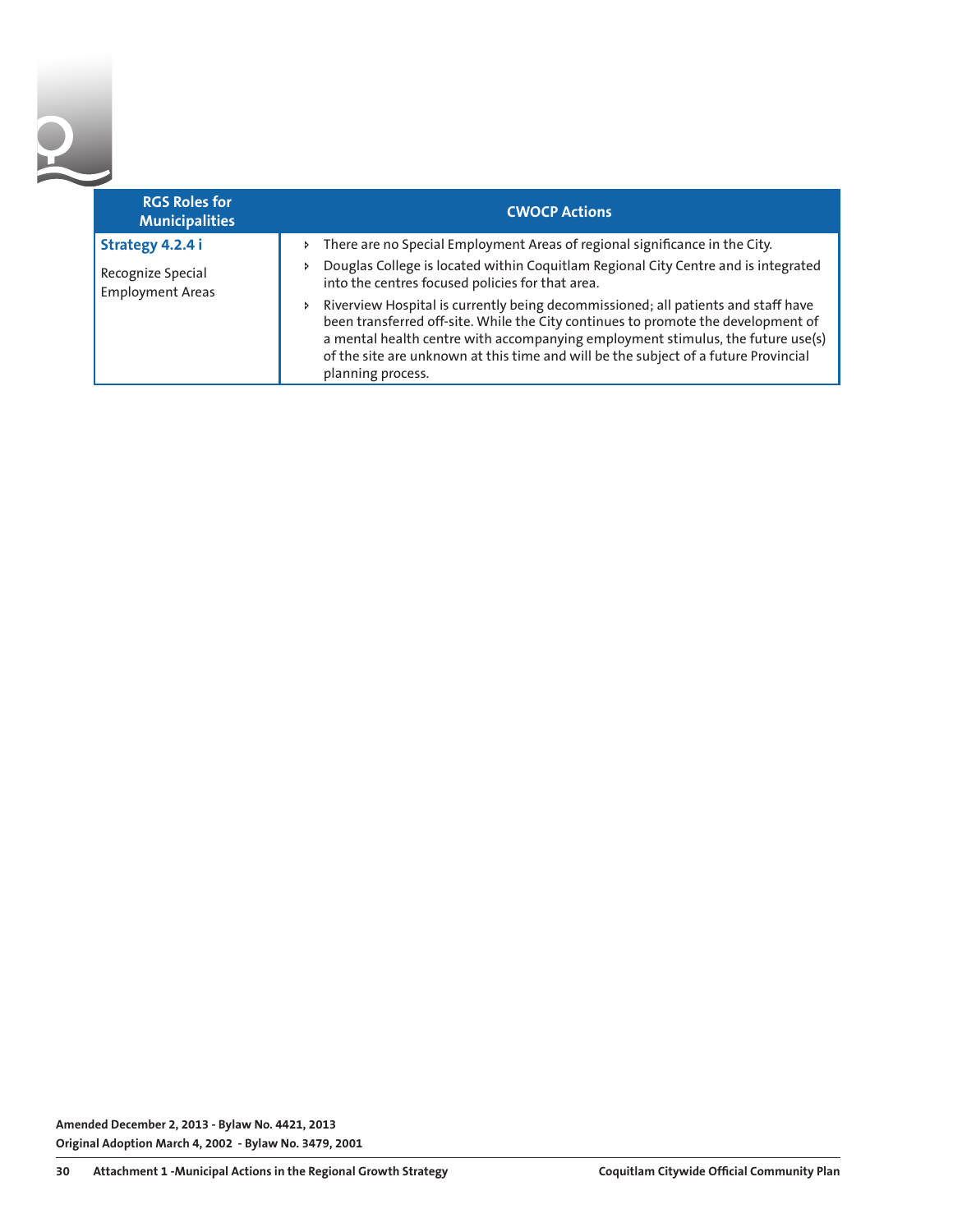| RGS Roles for Municipalities | CWOCP Actions |
|---|---|
| **Strategy 4.2.4 i**<br><br>Recognize Special Employment Areas | - There are no Special Employment Areas of regional significance in the City.<br>- Douglas College is located within Coquitlam Regional City Centre and is integrated into the centres focused policies for that area.<br>- Riverview Hospital is currently being decommissioned; all patients and staff have been transferred off-site. While the City continues to promote the development of a mental health centre with accompanying employment stimulus, the future use(s) of the site are unknown at this time and will be the subject of a future Provincial planning process. |

**Amended December 2, 2013 - Bylaw No. 4421, 2013**
**Original Adoption March 4, 2002 - Bylaw No. 3479, 2001**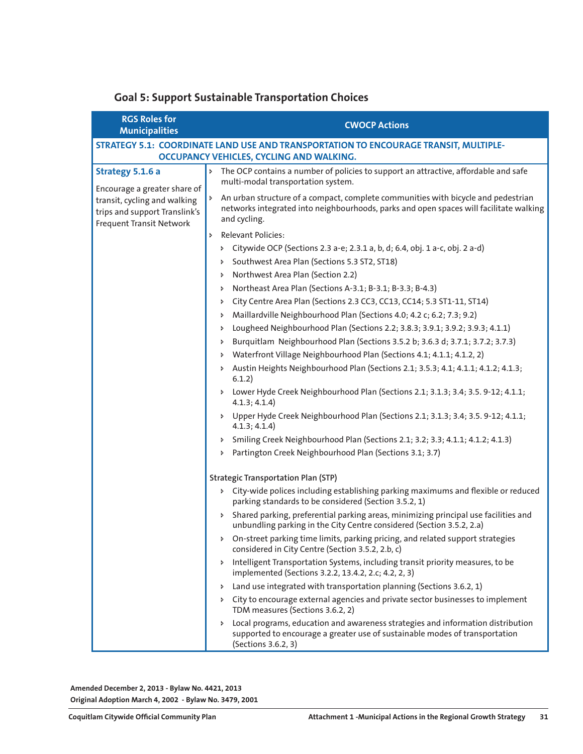## Goal 5: Support Sustainable Transportation Choices

| RGS Roles for Municipalities | CWOCP Actions |
|---|---|
| **STRATEGY 5.1: COORDINATE LAND USE AND TRANSPORTATION TO ENCOURAGE TRANSIT, MULTIPLE-OCCUPANCY VEHICLES, CYCLING AND WALKING.** | |
| **Strategy 5.1.6 a**<br><br>Encourage a greater share of transit, cycling and walking trips and support Translink's Frequent Transit Network | ▸ The OCP contains a number of policies to support an attractive, affordable and safe multi-modal transportation system.<br>▸ An urban structure of a compact, complete communities with bicycle and pedestrian networks integrated into neighbourhoods, parks and open spaces will facilitate walking and cycling.<br>▸ Relevant Policies:<br>▸ Citywide OCP (Sections 2.3 a-e; 2.3.1 a, b, d; 6.4, obj. 1 a-c, obj. 2 a-d)<br>▸ Southwest Area Plan (Sections 5.3 ST2, ST18)<br>▸ Northwest Area Plan (Section 2.2)<br>▸ Northeast Area Plan (Sections A-3.1; B-3.1; B-3.3; B-4.3)<br>▸ City Centre Area Plan (Sections 2.3 CC3, CC13, CC14; 5.3 ST1-11, ST14)<br>▸ Maillardville Neighbourhood Plan (Sections 4.0; 4.2 c; 6.2; 7.3; 9.2)<br>▸ Lougheed Neighbourhood Plan (Sections 2.2; 3.8.3; 3.9.1; 3.9.2; 3.9.3; 4.1.1)<br>▸ Burquitlam Neighbourhood Plan (Sections 3.5.2 b; 3.6.3 d; 3.7.1; 3.7.2; 3.7.3)<br>▸ Waterfront Village Neighbourhood Plan (Sections 4.1; 4.1.1; 4.1.2, 2)<br>▸ Austin Heights Neighbourhood Plan (Sections 2.1; 3.5.3; 4.1; 4.1.1; 4.1.2; 4.1.3; 6.1.2)<br>▸ Lower Hyde Creek Neighbourhood Plan (Sections 2.1; 3.1.3; 3.4; 3.5. 9-12; 4.1.1; 4.1.3; 4.1.4)<br>▸ Upper Hyde Creek Neighbourhood Plan (Sections 2.1; 3.1.3; 3.4; 3.5. 9-12; 4.1.1; 4.1.3; 4.1.4)<br>▸ Smiling Creek Neighbourhood Plan (Sections 2.1; 3.2; 3.3; 4.1.1; 4.1.2; 4.1.3)<br>▸ Partington Creek Neighbourhood Plan (Sections 3.1; 3.7)<br><br>**Strategic Transportation Plan (STP)**<br>▸ City-wide polices including establishing parking maximums and flexible or reduced parking standards to be considered (Section 3.5.2, 1)<br>▸ Shared parking, preferential parking areas, minimizing principal use facilities and unbundling parking in the City Centre considered (Section 3.5.2, 2.a)<br>▸ On-street parking time limits, parking pricing, and related support strategies considered in City Centre (Section 3.5.2, 2.b, c)<br>▸ Intelligent Transportation Systems, including transit priority measures, to be implemented (Sections 3.2.2, 13.4.2, 2.c; 4.2, 2, 3)<br>▸ Land use integrated with transportation planning (Sections 3.6.2, 1)<br>▸ City to encourage external agencies and private sector businesses to implement TDM measures (Sections 3.6.2, 2)<br>▸ Local programs, education and awareness strategies and information distribution supported to encourage a greater use of sustainable modes of transportation (Sections 3.6.2, 3) |

**Amended December 2, 2013 - Bylaw No. 4421, 2013**
**Original Adoption March 4, 2002 - Bylaw No. 3479, 2001**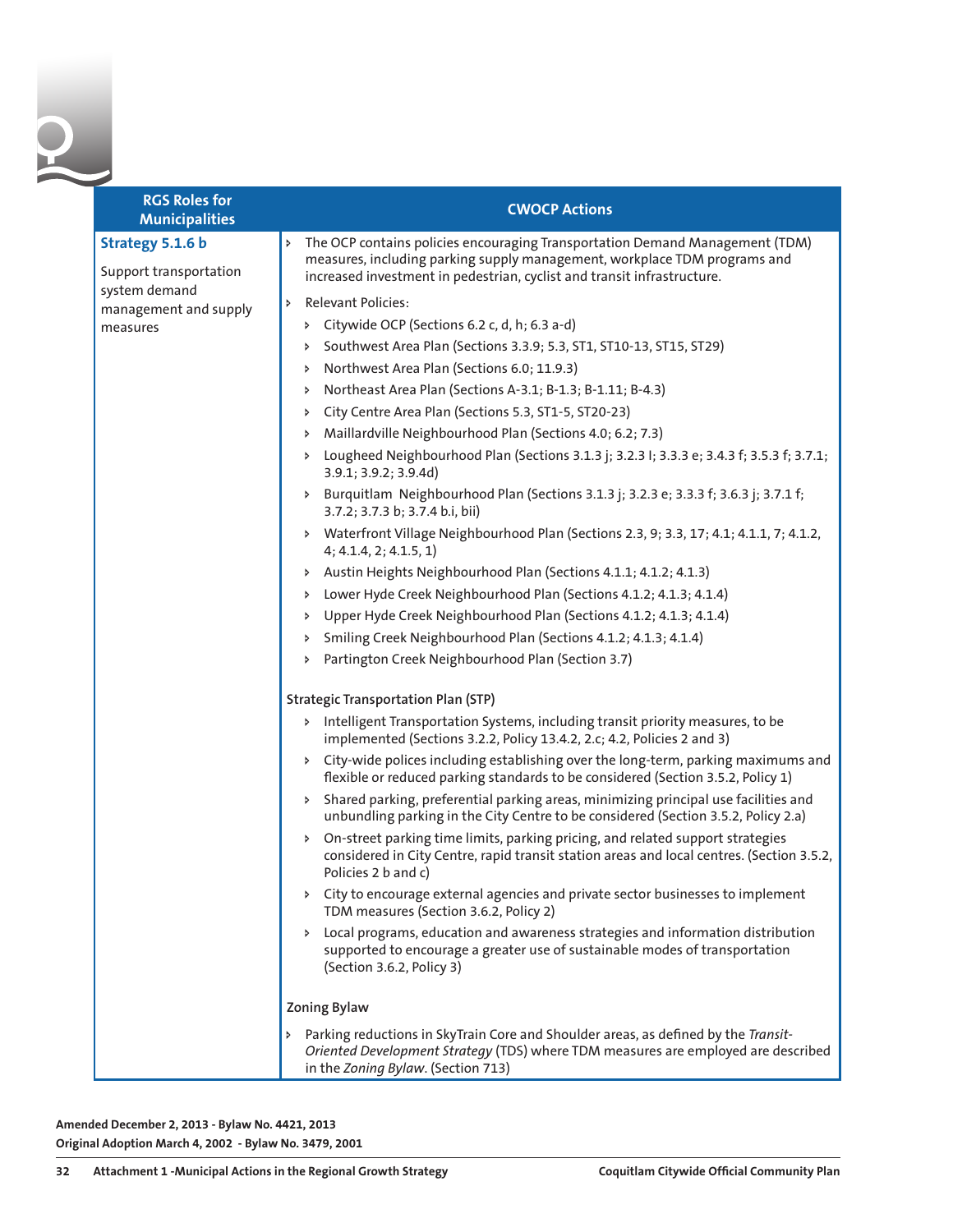| RGS Roles for Municipalities | CWOCP Actions |
|---|---|
| **Strategy 5.1.6 b**<br><br>Support transportation system demand management and supply measures | ‣ The OCP contains policies encouraging Transportation Demand Management (TDM) measures, including parking supply management, workplace TDM programs and increased investment in pedestrian, cyclist and transit infrastructure.<br>‣ Relevant Policies:<br>‣ Citywide OCP (Sections 6.2 c, d, h; 6.3 a-d)<br>‣ Southwest Area Plan (Sections 3.3.9; 5.3, ST1, ST10-13, ST15, ST29)<br>‣ Northwest Area Plan (Sections 6.0; 11.9.3)<br>‣ Northeast Area Plan (Sections A-3.1; B-1.3; B-1.11; B-4.3)<br>‣ City Centre Area Plan (Sections 5.3, ST1-5, ST20-23)<br>‣ Maillardville Neighbourhood Plan (Sections 4.0; 6.2; 7.3)<br>‣ Lougheed Neighbourhood Plan (Sections 3.1.3 j; 3.2.3 I; 3.3.3 e; 3.4.3 f; 3.5.3 f; 3.7.1; 3.9.1; 3.9.2; 3.9.4d)<br>‣ Burquitlam Neighbourhood Plan (Sections 3.1.3 j; 3.2.3 e; 3.3.3 f; 3.6.3 j; 3.7.1 f; 3.7.2; 3.7.3 b; 3.7.4 b.i, bii)<br>‣ Waterfront Village Neighbourhood Plan (Sections 2.3, 9; 3.3, 17; 4.1; 4.1.1, 7; 4.1.2, 4; 4.1.4, 2; 4.1.5, 1)<br>‣ Austin Heights Neighbourhood Plan (Sections 4.1.1; 4.1.2; 4.1.3)<br>‣ Lower Hyde Creek Neighbourhood Plan (Sections 4.1.2; 4.1.3; 4.1.4)<br>‣ Upper Hyde Creek Neighbourhood Plan (Sections 4.1.2; 4.1.3; 4.1.4)<br>‣ Smiling Creek Neighbourhood Plan (Sections 4.1.2; 4.1.3; 4.1.4)<br>‣ Partington Creek Neighbourhood Plan (Section 3.7)<br><br>Strategic Transportation Plan (STP)<br>‣ Intelligent Transportation Systems, including transit priority measures, to be implemented (Sections 3.2.2, Policy 13.4.2, 2.c; 4.2, Policies 2 and 3)<br>‣ City-wide polices including establishing over the long-term, parking maximums and flexible or reduced parking standards to be considered (Section 3.5.2, Policy 1)<br>‣ Shared parking, preferential parking areas, minimizing principal use facilities and unbundling parking in the City Centre to be considered (Section 3.5.2, Policy 2.a)<br>‣ On-street parking time limits, parking pricing, and related support strategies considered in City Centre, rapid transit station areas and local centres. (Section 3.5.2, Policies 2 b and c)<br>‣ City to encourage external agencies and private sector businesses to implement TDM measures (Section 3.6.2, Policy 2)<br>‣ Local programs, education and awareness strategies and information distribution supported to encourage a greater use of sustainable modes of transportation (Section 3.6.2, Policy 3)<br><br>Zoning Bylaw<br>‣ Parking reductions in SkyTrain Core and Shoulder areas, as defined by the *Transit-Oriented Development Strategy* (TDS) where TDM measures are employed are described in the *Zoning Bylaw*. (Section 713) |

**Amended December 2, 2013 - Bylaw No. 4421, 2013**
**Original Adoption March 4, 2002 - Bylaw No. 3479, 2001**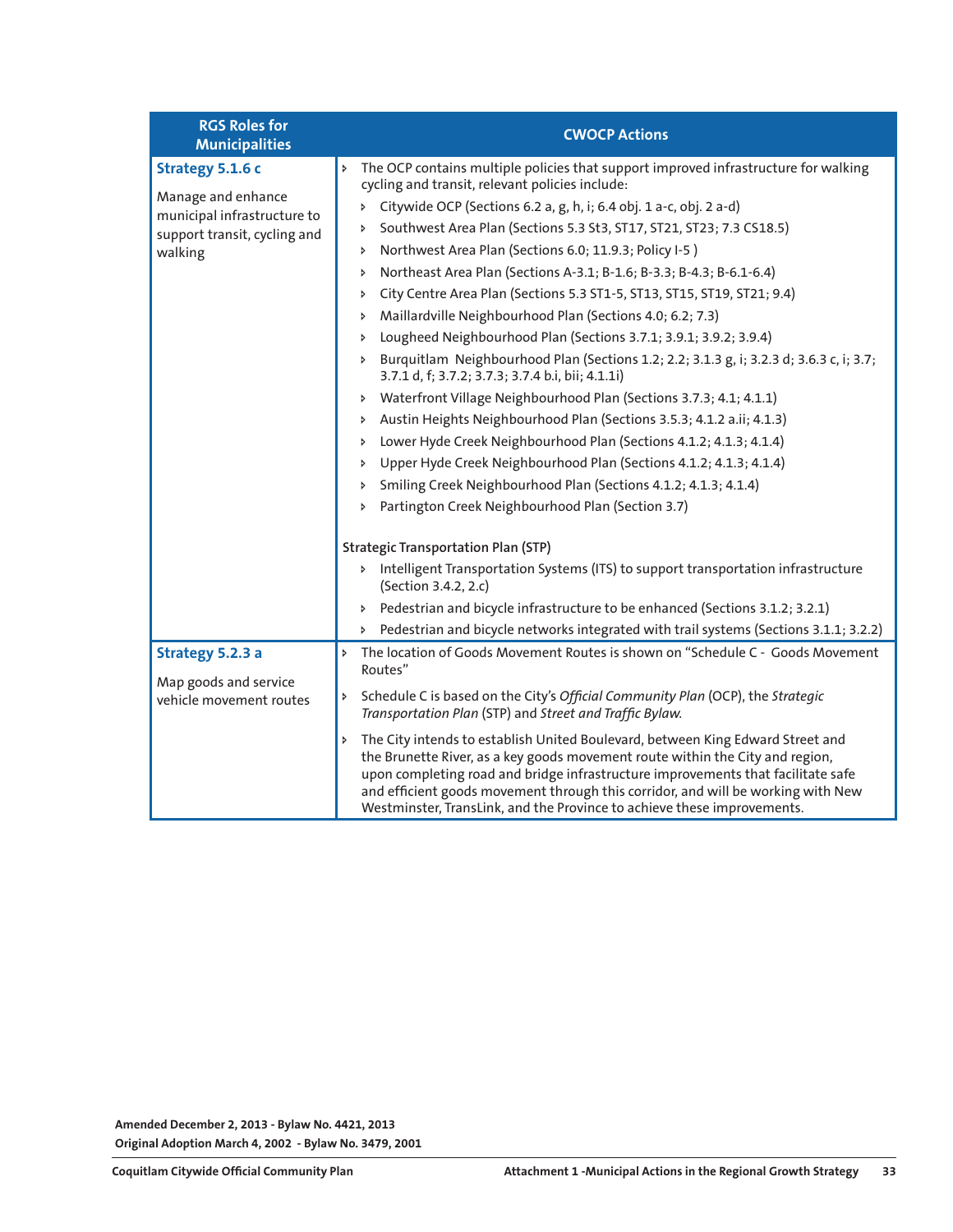| RGS Roles for Municipalities | CWOCP Actions |
|---|---|
| **Strategy 5.1.6 c**<br><br>Manage and enhance municipal infrastructure to support transit, cycling and walking | ▸ The OCP contains multiple policies that support improved infrastructure for walking cycling and transit, relevant policies include:<br>▸ Citywide OCP (Sections 6.2 a, g, h, i; 6.4 obj. 1 a-c, obj. 2 a-d)<br>▸ Southwest Area Plan (Sections 5.3 St3, ST17, ST21, ST23; 7.3 CS18.5)<br>▸ Northwest Area Plan (Sections 6.0; 11.9.3; Policy I-5 )<br>▸ Northeast Area Plan (Sections A-3.1; B-1.6; B-3.3; B-4.3; B-6.1-6.4)<br>▸ City Centre Area Plan (Sections 5.3 ST1-5, ST13, ST15, ST19, ST21; 9.4)<br>▸ Maillardville Neighbourhood Plan (Sections 4.0; 6.2; 7.3)<br>▸ Lougheed Neighbourhood Plan (Sections 3.7.1; 3.9.1; 3.9.2; 3.9.4)<br>▸ Burquitlam Neighbourhood Plan (Sections 1.2; 2.2; 3.1.3 g, i; 3.2.3 d; 3.6.3 c, i; 3.7; 3.7.1 d, f; 3.7.2; 3.7.3; 3.7.4 b.i, bii; 4.1.1i)<br>▸ Waterfront Village Neighbourhood Plan (Sections 3.7.3; 4.1; 4.1.1)<br>▸ Austin Heights Neighbourhood Plan (Sections 3.5.3; 4.1.2 a.ii; 4.1.3)<br>▸ Lower Hyde Creek Neighbourhood Plan (Sections 4.1.2; 4.1.3; 4.1.4)<br>▸ Upper Hyde Creek Neighbourhood Plan (Sections 4.1.2; 4.1.3; 4.1.4)<br>▸ Smiling Creek Neighbourhood Plan (Sections 4.1.2; 4.1.3; 4.1.4)<br>▸ Partington Creek Neighbourhood Plan (Section 3.7)<br><br>Strategic Transportation Plan (STP)<br>▸ Intelligent Transportation Systems (ITS) to support transportation infrastructure (Section 3.4.2, 2.c)<br>▸ Pedestrian and bicycle infrastructure to be enhanced (Sections 3.1.2; 3.2.1)<br>▸ Pedestrian and bicycle networks integrated with trail systems (Sections 3.1.1; 3.2.2) |
| **Strategy 5.2.3 a**<br><br>Map goods and service vehicle movement routes | ▸ The location of Goods Movement Routes is shown on "Schedule C - Goods Movement Routes"<br>▸ Schedule C is based on the City's *Official Community Plan* (OCP), the *Strategic Transportation Plan* (STP) and *Street and Traffic Bylaw.*<br>▸ The City intends to establish United Boulevard, between King Edward Street and the Brunette River, as a key goods movement route within the City and region, upon completing road and bridge infrastructure improvements that facilitate safe and efficient goods movement through this corridor, and will be working with New Westminster, TransLink, and the Province to achieve these improvements. |

**Amended December 2, 2013 - Bylaw No. 4421, 2013**
**Original Adoption March 4, 2002 - Bylaw No. 3479, 2001**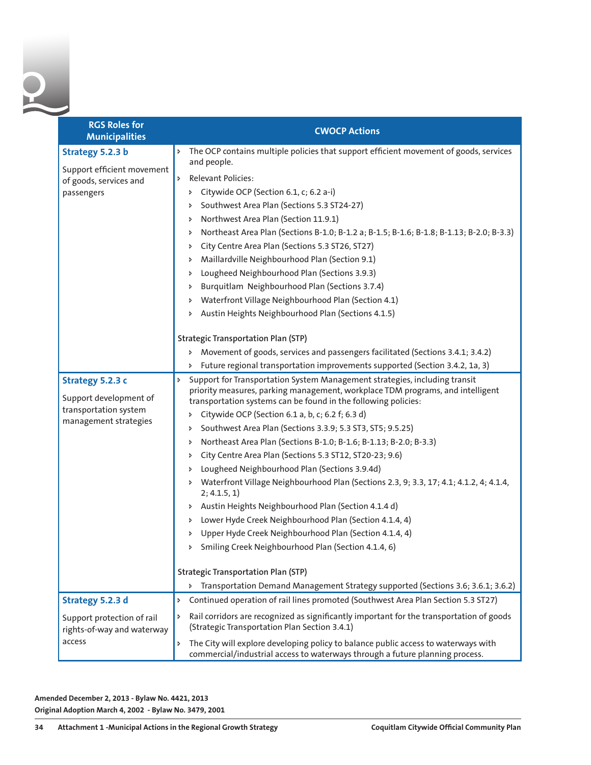| RGS Roles for Municipalities | CWOCP Actions |
|---|---|
| **Strategy 5.2.3 b**<br><br>Support efficient movement of goods, services and passengers | ‣ The OCP contains multiple policies that support efficient movement of goods, services and people.<br>‣ Relevant Policies:<br>‣ Citywide OCP (Section 6.1, c; 6.2 a-i)<br>‣ Southwest Area Plan (Sections 5.3 ST24-27)<br>‣ Northwest Area Plan (Section 11.9.1)<br>‣ Northeast Area Plan (Sections B-1.0; B-1.2 a; B-1.5; B-1.6; B-1.8; B-1.13; B-2.0; B-3.3)<br>‣ City Centre Area Plan (Sections 5.3 ST26, ST27)<br>‣ Maillardville Neighbourhood Plan (Section 9.1)<br>‣ Lougheed Neighbourhood Plan (Sections 3.9.3)<br>‣ Burquitlam Neighbourhood Plan (Sections 3.7.4)<br>‣ Waterfront Village Neighbourhood Plan (Section 4.1)<br>‣ Austin Heights Neighbourhood Plan (Sections 4.1.5)<br><br>**Strategic Transportation Plan (STP)**<br>‣ Movement of goods, services and passengers facilitated (Sections 3.4.1; 3.4.2)<br>‣ Future regional transportation improvements supported (Section 3.4.2, 1a, 3) |
| **Strategy 5.2.3 c**<br><br>Support development of transportation system management strategies | ‣ Support for Transportation System Management strategies, including transit priority measures, parking management, workplace TDM programs, and intelligent transportation systems can be found in the following policies:<br>‣ Citywide OCP (Section 6.1 a, b, c; 6.2 f; 6.3 d)<br>‣ Southwest Area Plan (Sections 3.3.9; 5.3 ST3, ST5; 9.5.25)<br>‣ Northeast Area Plan (Sections B-1.0; B-1.6; B-1.13; B-2.0; B-3.3)<br>‣ City Centre Area Plan (Sections 5.3 ST12, ST20-23; 9.6)<br>‣ Lougheed Neighbourhood Plan (Sections 3.9.4d)<br>‣ Waterfront Village Neighbourhood Plan (Sections 2.3, 9; 3.3, 17; 4.1; 4.1.2, 4; 4.1.4, 2; 4.1.5, 1)<br>‣ Austin Heights Neighbourhood Plan (Section 4.1.4 d)<br>‣ Lower Hyde Creek Neighbourhood Plan (Section 4.1.4, 4)<br>‣ Upper Hyde Creek Neighbourhood Plan (Section 4.1.4, 4)<br>‣ Smiling Creek Neighbourhood Plan (Section 4.1.4, 6)<br><br>**Strategic Transportation Plan (STP)**<br>‣ Transportation Demand Management Strategy supported (Sections 3.6; 3.6.1; 3.6.2) |
| **Strategy 5.2.3 d**<br><br>Support protection of rail rights-of-way and waterway access | ‣ Continued operation of rail lines promoted (Southwest Area Plan Section 5.3 ST27)<br>‣ Rail corridors are recognized as significantly important for the transportation of goods (Strategic Transportation Plan Section 3.4.1)<br>‣ The City will explore developing policy to balance public access to waterways with commercial/industrial access to waterways through a future planning process. |

**Amended December 2, 2013 - Bylaw No. 4421, 2013**
**Original Adoption March 4, 2002 - Bylaw No. 3479, 2001**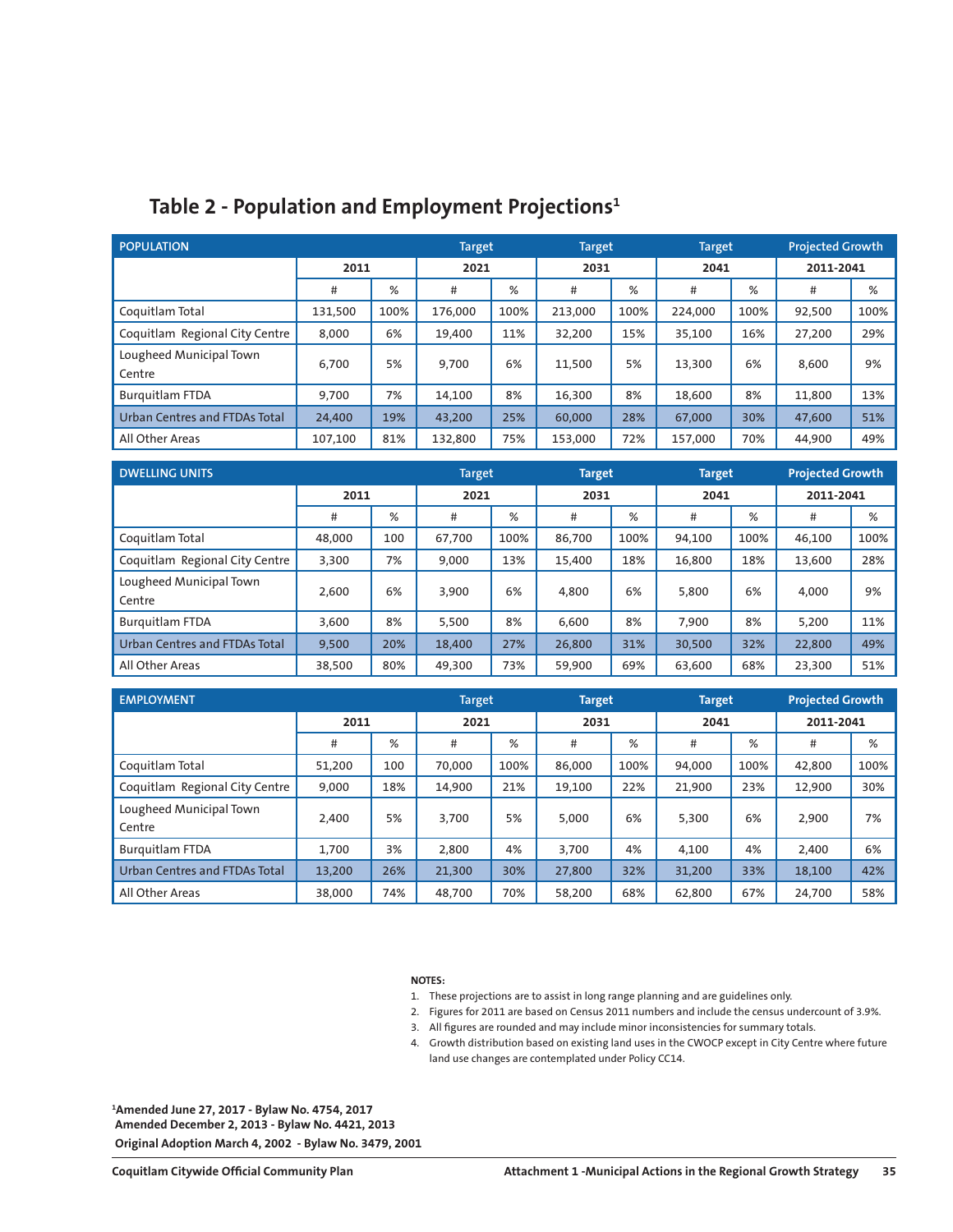## Table 2 - Population and Employment Projections[1]

| POPULATION | | | Target | | Target | | Target | | Projected Growth | |
|---|---|---|---|---|---|---|---|---|---|---|
| | 2011 | | 2021 | | 2031 | | 2041 | | 2011-2041 | |
| | # | % | # | % | # | % | # | % | # | % |
| Coquitlam Total | 131,500 | 100% | 176,000 | 100% | 213,000 | 100% | 224,000 | 100% | 92,500 | 100% |
| Coquitlam Regional City Centre | 8,000 | 6% | 19,400 | 11% | 32,200 | 15% | 35,100 | 16% | 27,200 | 29% |
| Lougheed Municipal Town Centre | 6,700 | 5% | 9,700 | 6% | 11,500 | 5% | 13,300 | 6% | 8,600 | 9% |
| Burquitlam FTDA | 9,700 | 7% | 14,100 | 8% | 16,300 | 8% | 18,600 | 8% | 11,800 | 13% |
| Urban Centres and FTDAs Total | 24,400 | 19% | 43,200 | 25% | 60,000 | 28% | 67,000 | 30% | 47,600 | 51% |
| All Other Areas | 107,100 | 81% | 132,800 | 75% | 153,000 | 72% | 157,000 | 70% | 44,900 | 49% |

| DWELLING UNITS | | | Target | | Target | | Target | | Projected Growth | |
|---|---|---|---|---|---|---|---|---|---|---|
| | 2011 | | 2021 | | 2031 | | 2041 | | 2011-2041 | |
| | # | % | # | % | # | % | # | % | # | % |
| Coquitlam Total | 48,000 | 100 | 67,700 | 100% | 86,700 | 100% | 94,100 | 100% | 46,100 | 100% |
| Coquitlam Regional City Centre | 3,300 | 7% | 9,000 | 13% | 15,400 | 18% | 16,800 | 18% | 13,600 | 28% |
| Lougheed Municipal Town Centre | 2,600 | 6% | 3,900 | 6% | 4,800 | 6% | 5,800 | 6% | 4,000 | 9% |
| Burquitlam FTDA | 3,600 | 8% | 5,500 | 8% | 6,600 | 8% | 7,900 | 8% | 5,200 | 11% |
| Urban Centres and FTDAs Total | 9,500 | 20% | 18,400 | 27% | 26,800 | 31% | 30,500 | 32% | 22,800 | 49% |
| All Other Areas | 38,500 | 80% | 49,300 | 73% | 59,900 | 69% | 63,600 | 68% | 23,300 | 51% |

| EMPLOYMENT | | | Target | | Target | | Target | | Projected Growth | |
|---|---|---|---|---|---|---|---|---|---|---|
| | 2011 | | 2021 | | 2031 | | 2041 | | 2011-2041 | |
| | # | % | # | % | # | % | # | % | # | % |
| Coquitlam Total | 51,200 | 100 | 70,000 | 100% | 86,000 | 100% | 94,000 | 100% | 42,800 | 100% |
| Coquitlam Regional City Centre | 9,000 | 18% | 14,900 | 21% | 19,100 | 22% | 21,900 | 23% | 12,900 | 30% |
| Lougheed Municipal Town Centre | 2,400 | 5% | 3,700 | 5% | 5,000 | 6% | 5,300 | 6% | 2,900 | 7% |
| Burquitlam FTDA | 1,700 | 3% | 2,800 | 4% | 3,700 | 4% | 4,100 | 4% | 2,400 | 6% |
| Urban Centres and FTDAs Total | 13,200 | 26% | 21,300 | 30% | 27,800 | 32% | 31,200 | 33% | 18,100 | 42% |
| All Other Areas | 38,000 | 74% | 48,700 | 70% | 58,200 | 68% | 62,800 | 67% | 24,700 | 58% |

**NOTES:**

1. These projections are to assist in long range planning and are guidelines only.
2. Figures for 2011 are based on Census 2011 numbers and include the census undercount of 3.9%.
3. All figures are rounded and may include minor inconsistencies for summary totals.
4. Growth distribution based on existing land uses in the CWOCP except in City Centre where future land use changes are contemplated under Policy CC14.

**[1]Amended June 27, 2017 - Bylaw No. 4754, 2017**
**Amended December 2, 2013 - Bylaw No. 4421, 2013**
**Original Adoption March 4, 2002 - Bylaw No. 3479, 2001**